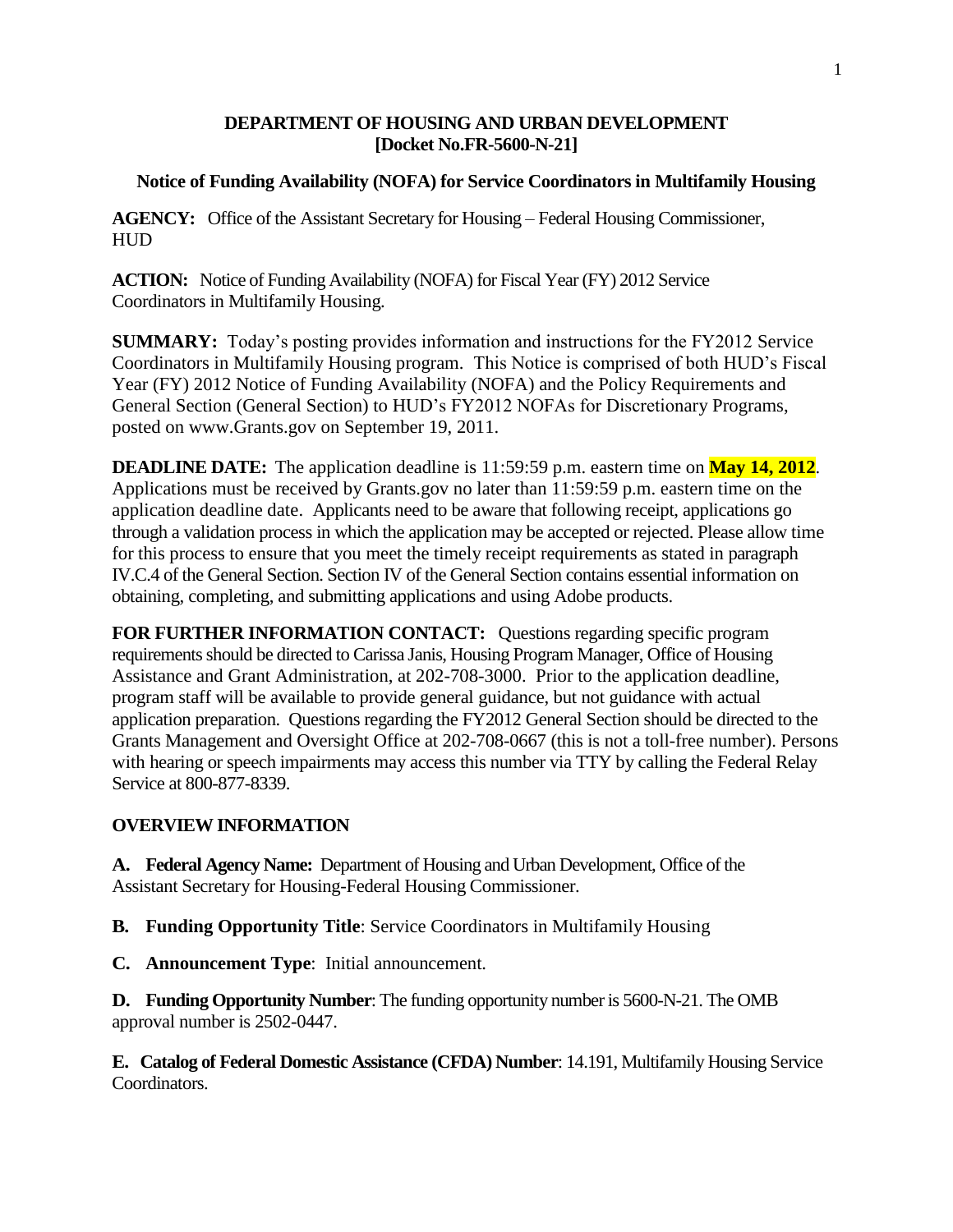**DEPARTMENT OF HOUSING AND URBAN DEVELOPMENT**
**[Docket No.FR-5600-N-21]**

**Notice of Funding Availability (NOFA) for Service Coordinators in Multifamily Housing**

**AGENCY:** Office of the Assistant Secretary for Housing – Federal Housing Commissioner, HUD

**ACTION:** Notice of Funding Availability (NOFA) for Fiscal Year (FY) 2012 Service Coordinators in Multifamily Housing.

**SUMMARY:** Today's posting provides information and instructions for the FY2012 Service Coordinators in Multifamily Housing program. This Notice is comprised of both HUD's Fiscal Year (FY) 2012 Notice of Funding Availability (NOFA) and the Policy Requirements and General Section (General Section) to HUD's FY2012 NOFAs for Discretionary Programs, posted on www.Grants.gov on September 19, 2011.

**DEADLINE DATE:** The application deadline is 11:59:59 p.m. eastern time on **May 14, 2012**. Applications must be received by Grants.gov no later than 11:59:59 p.m. eastern time on the application deadline date. Applicants need to be aware that following receipt, applications go through a validation process in which the application may be accepted or rejected. Please allow time for this process to ensure that you meet the timely receipt requirements as stated in paragraph IV.C.4 of the General Section. Section IV of the General Section contains essential information on obtaining, completing, and submitting applications and using Adobe products.

**FOR FURTHER INFORMATION CONTACT:** Questions regarding specific program requirements should be directed to Carissa Janis, Housing Program Manager, Office of Housing Assistance and Grant Administration, at 202-708-3000. Prior to the application deadline, program staff will be available to provide general guidance, but not guidance with actual application preparation. Questions regarding the FY2012 General Section should be directed to the Grants Management and Oversight Office at 202-708-0667 (this is not a toll-free number). Persons with hearing or speech impairments may access this number via TTY by calling the Federal Relay Service at 800-877-8339.

## OVERVIEW INFORMATION

**A. Federal Agency Name:** Department of Housing and Urban Development, Office of the Assistant Secretary for Housing-Federal Housing Commissioner.

**B. Funding Opportunity Title**: Service Coordinators in Multifamily Housing

**C. Announcement Type**: Initial announcement.

**D. Funding Opportunity Number**: The funding opportunity number is 5600-N-21. The OMB approval number is 2502-0447.

**E. Catalog of Federal Domestic Assistance (CFDA) Number**: 14.191, Multifamily Housing Service Coordinators.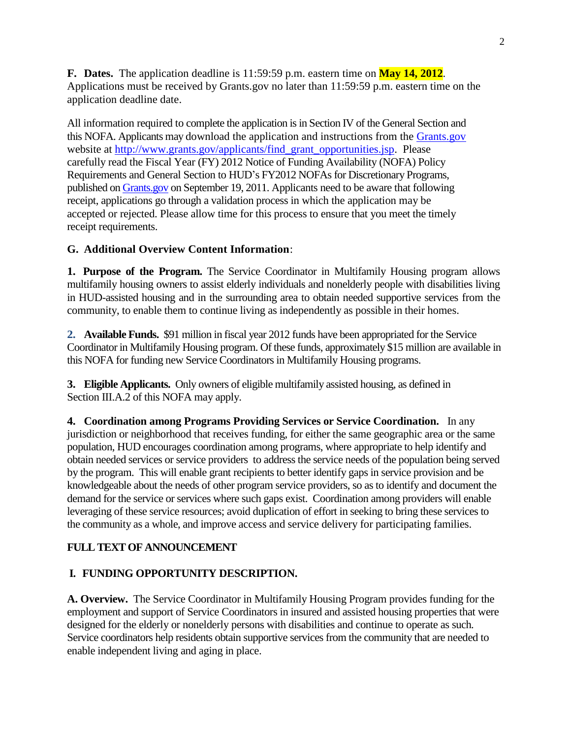**F. Dates.** The application deadline is 11:59:59 p.m. eastern time on **May 14, 2012**. Applications must be received by Grants.gov no later than 11:59:59 p.m. eastern time on the application deadline date.

All information required to complete the application is in Section IV of the General Section and this NOFA. Applicants may download the application and instructions from the Grants.gov website at http://www.grants.gov/applicants/find_grant_opportunities.jsp. Please carefully read the Fiscal Year (FY) 2012 Notice of Funding Availability (NOFA) Policy Requirements and General Section to HUD's FY2012 NOFAs for Discretionary Programs, published on Grants.gov on September 19, 2011. Applicants need to be aware that following receipt, applications go through a validation process in which the application may be accepted or rejected. Please allow time for this process to ensure that you meet the timely receipt requirements.

**G. Additional Overview Content Information**:

**1. Purpose of the Program.** The Service Coordinator in Multifamily Housing program allows multifamily housing owners to assist elderly individuals and nonelderly people with disabilities living in HUD-assisted housing and in the surrounding area to obtain needed supportive services from the community, to enable them to continue living as independently as possible in their homes.

**2. Available Funds.** $91 million in fiscal year 2012 funds have been appropriated for the Service Coordinator in Multifamily Housing program. Of these funds, approximately $15 million are available in this NOFA for funding new Service Coordinators in Multifamily Housing programs.

**3. Eligible Applicants.** Only owners of eligible multifamily assisted housing, as defined in Section III.A.2 of this NOFA may apply.

**4. Coordination among Programs Providing Services or Service Coordination.** In any jurisdiction or neighborhood that receives funding, for either the same geographic area or the same population, HUD encourages coordination among programs, where appropriate to help identify and obtain needed services or service providers to address the service needs of the population being served by the program. This will enable grant recipients to better identify gaps in service provision and be knowledgeable about the needs of other program service providers, so as to identify and document the demand for the service or services where such gaps exist. Coordination among providers will enable leveraging of these service resources; avoid duplication of effort in seeking to bring these services to the community as a whole, and improve access and service delivery for participating families.

## FULL TEXT OF ANNOUNCEMENT

## I. FUNDING OPPORTUNITY DESCRIPTION.

**A. Overview.** The Service Coordinator in Multifamily Housing Program provides funding for the employment and support of Service Coordinators in insured and assisted housing properties that were designed for the elderly or nonelderly persons with disabilities and continue to operate as such. Service coordinators help residents obtain supportive services from the community that are needed to enable independent living and aging in place.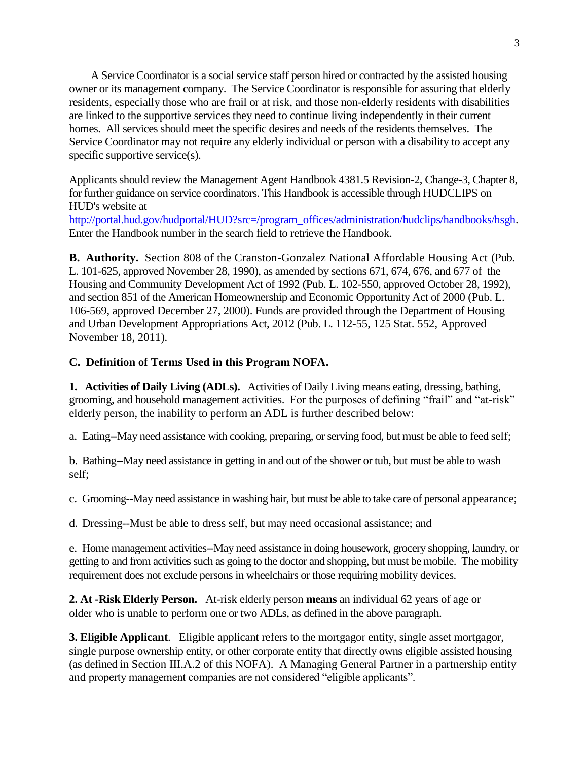A Service Coordinator is a social service staff person hired or contracted by the assisted housing owner or its management company. The Service Coordinator is responsible for assuring that elderly residents, especially those who are frail or at risk, and those non-elderly residents with disabilities are linked to the supportive services they need to continue living independently in their current homes. All services should meet the specific desires and needs of the residents themselves. The Service Coordinator may not require any elderly individual or person with a disability to accept any specific supportive service(s).

Applicants should review the Management Agent Handbook 4381.5 Revision-2, Change-3, Chapter 8, for further guidance on service coordinators. This Handbook is accessible through HUDCLIPS on HUD's website at http://portal.hud.gov/hudportal/HUD?src=/program_offices/administration/hudclips/handbooks/hsgh. Enter the Handbook number in the search field to retrieve the Handbook.

**B. Authority.** Section 808 of the Cranston-Gonzalez National Affordable Housing Act (Pub. L. 101-625, approved November 28, 1990), as amended by sections 671, 674, 676, and 677 of the Housing and Community Development Act of 1992 (Pub. L. 102-550, approved October 28, 1992), and section 851 of the American Homeownership and Economic Opportunity Act of 2000 (Pub. L. 106-569, approved December 27, 2000). Funds are provided through the Department of Housing and Urban Development Appropriations Act, 2012 (Pub. L. 112-55, 125 Stat. 552, Approved November 18, 2011).

**C. Definition of Terms Used in this Program NOFA.**

**1. Activities of Daily Living (ADLs).** Activities of Daily Living means eating, dressing, bathing, grooming, and household management activities. For the purposes of defining "frail" and "at-risk" elderly person, the inability to perform an ADL is further described below:

a. Eating--May need assistance with cooking, preparing, or serving food, but must be able to feed self;

b. Bathing--May need assistance in getting in and out of the shower or tub, but must be able to wash self;

c. Grooming--May need assistance in washing hair, but must be able to take care of personal appearance;

d. Dressing--Must be able to dress self, but may need occasional assistance; and

e. Home management activities--May need assistance in doing housework, grocery shopping, laundry, or getting to and from activities such as going to the doctor and shopping, but must be mobile. The mobility requirement does not exclude persons in wheelchairs or those requiring mobility devices.

**2. At -Risk Elderly Person.** At-risk elderly person **means** an individual 62 years of age or older who is unable to perform one or two ADLs, as defined in the above paragraph.

**3. Eligible Applicant**. Eligible applicant refers to the mortgagor entity, single asset mortgagor, single purpose ownership entity, or other corporate entity that directly owns eligible assisted housing (as defined in Section III.A.2 of this NOFA). A Managing General Partner in a partnership entity and property management companies are not considered "eligible applicants".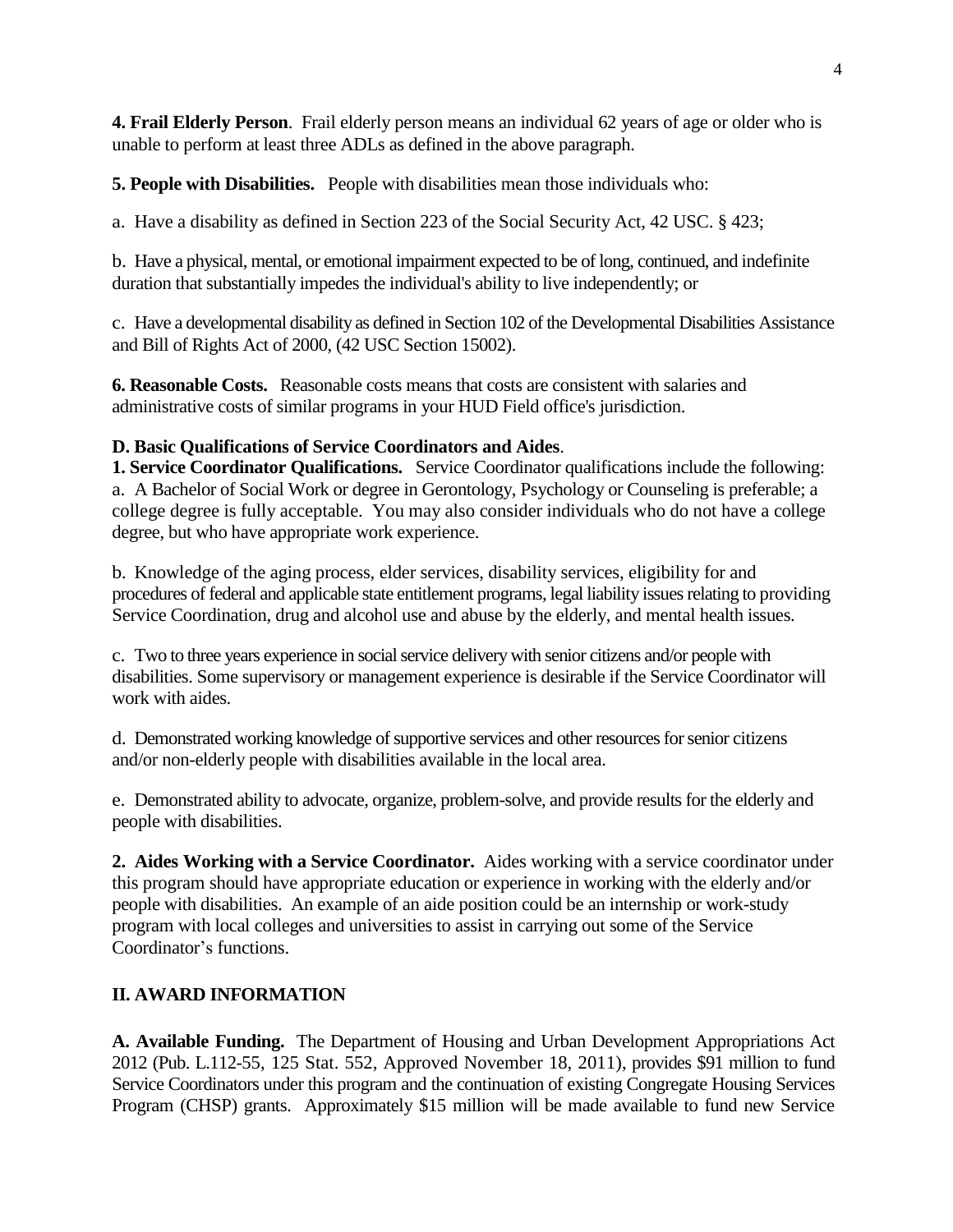**4. Frail Elderly Person**. Frail elderly person means an individual 62 years of age or older who is unable to perform at least three ADLs as defined in the above paragraph.

**5. People with Disabilities.** People with disabilities mean those individuals who:

a. Have a disability as defined in Section 223 of the Social Security Act, 42 USC. § 423;

b. Have a physical, mental, or emotional impairment expected to be of long, continued, and indefinite duration that substantially impedes the individual's ability to live independently; or

c. Have a developmental disability as defined in Section 102 of the Developmental Disabilities Assistance and Bill of Rights Act of 2000, (42 USC Section 15002).

**6. Reasonable Costs.** Reasonable costs means that costs are consistent with salaries and administrative costs of similar programs in your HUD Field office's jurisdiction.

**D. Basic Qualifications of Service Coordinators and Aides**.

**1. Service Coordinator Qualifications.** Service Coordinator qualifications include the following:

a. A Bachelor of Social Work or degree in Gerontology, Psychology or Counseling is preferable; a college degree is fully acceptable. You may also consider individuals who do not have a college degree, but who have appropriate work experience.

b. Knowledge of the aging process, elder services, disability services, eligibility for and procedures of federal and applicable state entitlement programs, legal liability issues relating to providing Service Coordination, drug and alcohol use and abuse by the elderly, and mental health issues.

c. Two to three years experience in social service delivery with senior citizens and/or people with disabilities. Some supervisory or management experience is desirable if the Service Coordinator will work with aides.

d. Demonstrated working knowledge of supportive services and other resources for senior citizens and/or non-elderly people with disabilities available in the local area.

e. Demonstrated ability to advocate, organize, problem-solve, and provide results for the elderly and people with disabilities.

**2. Aides Working with a Service Coordinator.** Aides working with a service coordinator under this program should have appropriate education or experience in working with the elderly and/or people with disabilities. An example of an aide position could be an internship or work-study program with local colleges and universities to assist in carrying out some of the Service Coordinator's functions.

## II. AWARD INFORMATION

**A. Available Funding.** The Department of Housing and Urban Development Appropriations Act 2012 (Pub. L.112-55, 125 Stat. 552, Approved November 18, 2011), provides $91 million to fund Service Coordinators under this program and the continuation of existing Congregate Housing Services Program (CHSP) grants. Approximately $15 million will be made available to fund new Service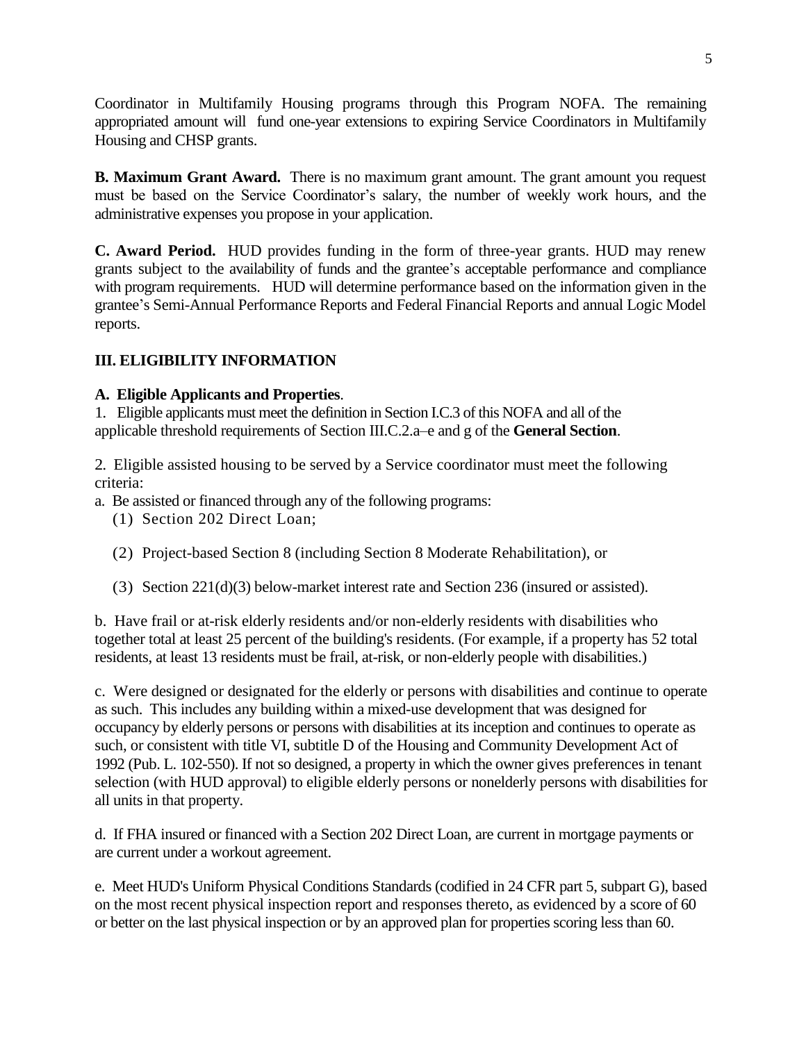Coordinator in Multifamily Housing programs through this Program NOFA. The remaining appropriated amount will fund one-year extensions to expiring Service Coordinators in Multifamily Housing and CHSP grants.

**B. Maximum Grant Award.** There is no maximum grant amount. The grant amount you request must be based on the Service Coordinator's salary, the number of weekly work hours, and the administrative expenses you propose in your application.

**C. Award Period.** HUD provides funding in the form of three-year grants. HUD may renew grants subject to the availability of funds and the grantee's acceptable performance and compliance with program requirements. HUD will determine performance based on the information given in the grantee's Semi-Annual Performance Reports and Federal Financial Reports and annual Logic Model reports.

## III. ELIGIBILITY INFORMATION

### A. Eligible Applicants and Properties.

1. Eligible applicants must meet the definition in Section I.C.3 of this NOFA and all of the applicable threshold requirements of Section III.C.2.a–e and g of the **General Section**.

2. Eligible assisted housing to be served by a Service coordinator must meet the following criteria:

a. Be assisted or financed through any of the following programs:

   (1) Section 202 Direct Loan;

   (2) Project-based Section 8 (including Section 8 Moderate Rehabilitation), or

   (3) Section 221(d)(3) below-market interest rate and Section 236 (insured or assisted).

b. Have frail or at-risk elderly residents and/or non-elderly residents with disabilities who together total at least 25 percent of the building's residents. (For example, if a property has 52 total residents, at least 13 residents must be frail, at-risk, or non-elderly people with disabilities.)

c. Were designed or designated for the elderly or persons with disabilities and continue to operate as such. This includes any building within a mixed-use development that was designed for occupancy by elderly persons or persons with disabilities at its inception and continues to operate as such, or consistent with title VI, subtitle D of the Housing and Community Development Act of 1992 (Pub. L. 102-550). If not so designed, a property in which the owner gives preferences in tenant selection (with HUD approval) to eligible elderly persons or nonelderly persons with disabilities for all units in that property.

d. If FHA insured or financed with a Section 202 Direct Loan, are current in mortgage payments or are current under a workout agreement.

e. Meet HUD's Uniform Physical Conditions Standards (codified in 24 CFR part 5, subpart G), based on the most recent physical inspection report and responses thereto, as evidenced by a score of 60 or better on the last physical inspection or by an approved plan for properties scoring less than 60.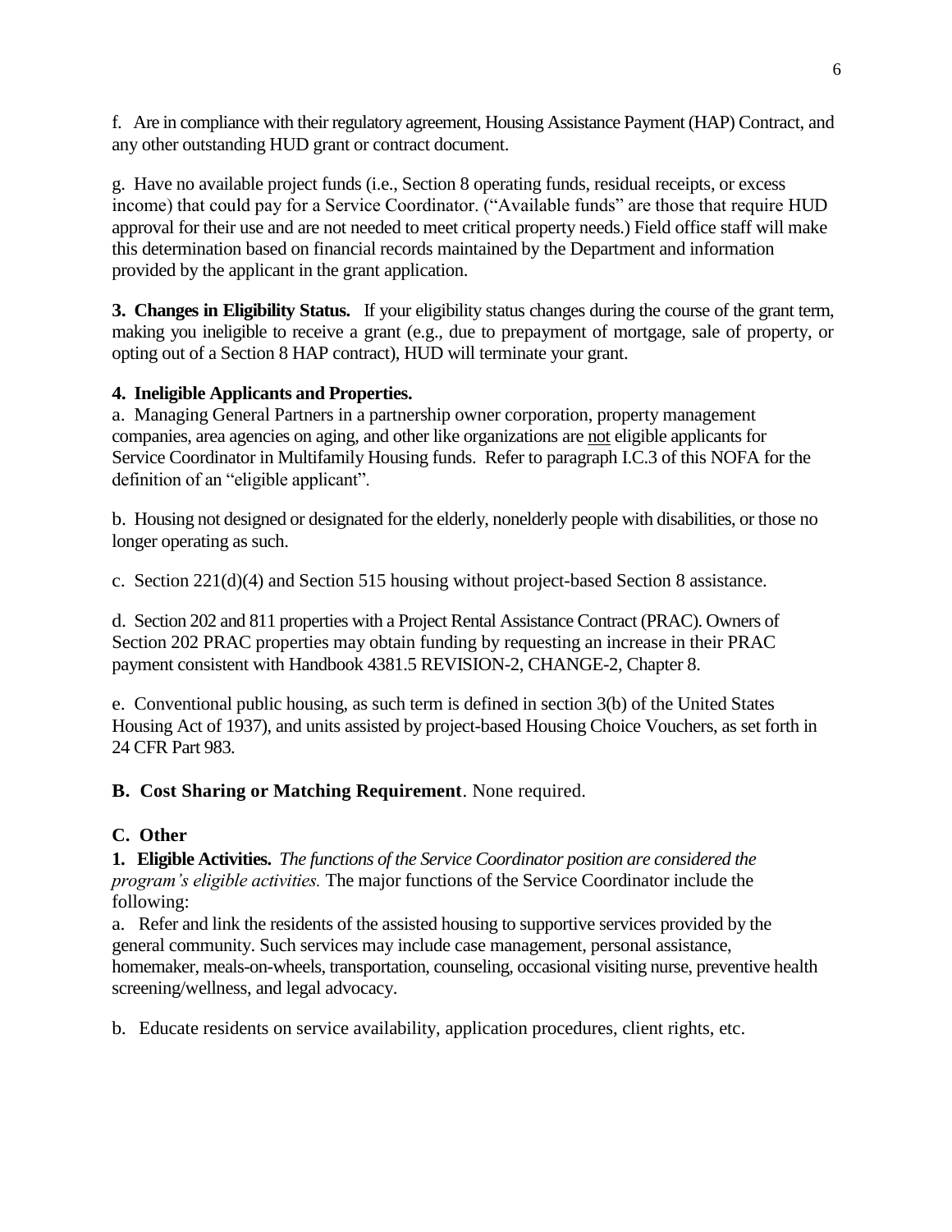f. Are in compliance with their regulatory agreement, Housing Assistance Payment (HAP) Contract, and any other outstanding HUD grant or contract document.

g. Have no available project funds (i.e., Section 8 operating funds, residual receipts, or excess income) that could pay for a Service Coordinator. ("Available funds" are those that require HUD approval for their use and are not needed to meet critical property needs.) Field office staff will make this determination based on financial records maintained by the Department and information provided by the applicant in the grant application.

**3. Changes in Eligibility Status.** If your eligibility status changes during the course of the grant term, making you ineligible to receive a grant (e.g., due to prepayment of mortgage, sale of property, or opting out of a Section 8 HAP contract), HUD will terminate your grant.

**4. Ineligible Applicants and Properties.**

a. Managing General Partners in a partnership owner corporation, property management companies, area agencies on aging, and other like organizations are <u>not</u> eligible applicants for Service Coordinator in Multifamily Housing funds. Refer to paragraph I.C.3 of this NOFA for the definition of an "eligible applicant".

b. Housing not designed or designated for the elderly, nonelderly people with disabilities, or those no longer operating as such.

c. Section 221(d)(4) and Section 515 housing without project-based Section 8 assistance.

d. Section 202 and 811 properties with a Project Rental Assistance Contract (PRAC). Owners of Section 202 PRAC properties may obtain funding by requesting an increase in their PRAC payment consistent with Handbook 4381.5 REVISION-2, CHANGE-2, Chapter 8.

e. Conventional public housing, as such term is defined in section 3(b) of the United States Housing Act of 1937), and units assisted by project-based Housing Choice Vouchers, as set forth in 24 CFR Part 983.

**B. Cost Sharing or Matching Requirement**. None required.

**C. Other**

**1. Eligible Activities.** *The functions of the Service Coordinator position are considered the program's eligible activities.* The major functions of the Service Coordinator include the following:

a. Refer and link the residents of the assisted housing to supportive services provided by the general community. Such services may include case management, personal assistance, homemaker, meals-on-wheels, transportation, counseling, occasional visiting nurse, preventive health screening/wellness, and legal advocacy.

b. Educate residents on service availability, application procedures, client rights, etc.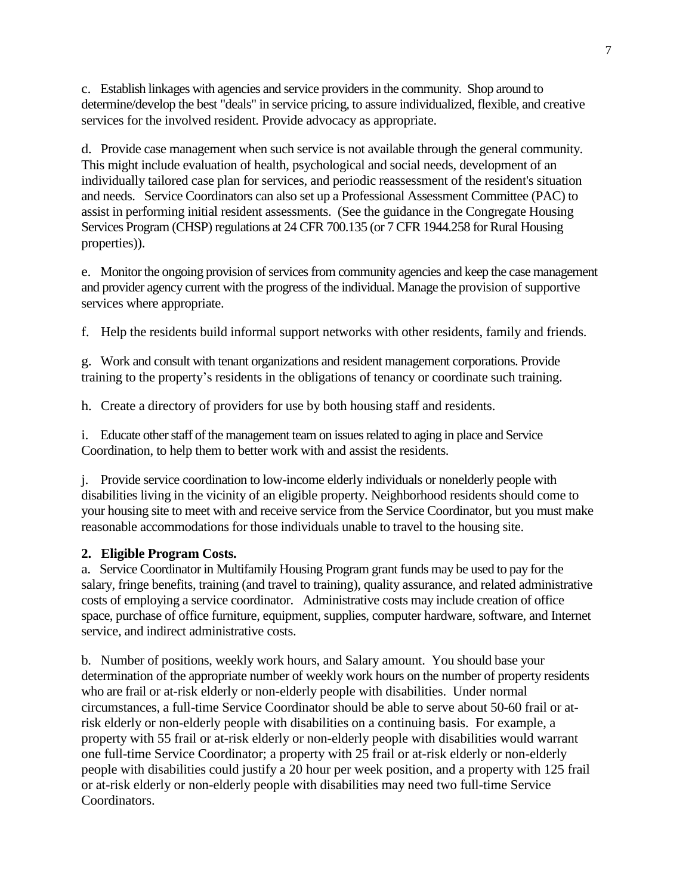c. Establish linkages with agencies and service providers in the community. Shop around to determine/develop the best "deals" in service pricing, to assure individualized, flexible, and creative services for the involved resident. Provide advocacy as appropriate.

d. Provide case management when such service is not available through the general community. This might include evaluation of health, psychological and social needs, development of an individually tailored case plan for services, and periodic reassessment of the resident's situation and needs. Service Coordinators can also set up a Professional Assessment Committee (PAC) to assist in performing initial resident assessments. (See the guidance in the Congregate Housing Services Program (CHSP) regulations at 24 CFR 700.135 (or 7 CFR 1944.258 for Rural Housing properties)).

e. Monitor the ongoing provision of services from community agencies and keep the case management and provider agency current with the progress of the individual. Manage the provision of supportive services where appropriate.

f. Help the residents build informal support networks with other residents, family and friends.

g. Work and consult with tenant organizations and resident management corporations. Provide training to the property's residents in the obligations of tenancy or coordinate such training.

h. Create a directory of providers for use by both housing staff and residents.

i. Educate other staff of the management team on issues related to aging in place and Service Coordination, to help them to better work with and assist the residents.

j. Provide service coordination to low-income elderly individuals or nonelderly people with disabilities living in the vicinity of an eligible property. Neighborhood residents should come to your housing site to meet with and receive service from the Service Coordinator, but you must make reasonable accommodations for those individuals unable to travel to the housing site.

**2. Eligible Program Costs.**

a. Service Coordinator in Multifamily Housing Program grant funds may be used to pay for the salary, fringe benefits, training (and travel to training), quality assurance, and related administrative costs of employing a service coordinator. Administrative costs may include creation of office space, purchase of office furniture, equipment, supplies, computer hardware, software, and Internet service, and indirect administrative costs.

b. Number of positions, weekly work hours, and Salary amount. You should base your determination of the appropriate number of weekly work hours on the number of property residents who are frail or at-risk elderly or non-elderly people with disabilities. Under normal circumstances, a full-time Service Coordinator should be able to serve about 50-60 frail or at-risk elderly or non-elderly people with disabilities on a continuing basis. For example, a property with 55 frail or at-risk elderly or non-elderly people with disabilities would warrant one full-time Service Coordinator; a property with 25 frail or at-risk elderly or non-elderly people with disabilities could justify a 20 hour per week position, and a property with 125 frail or at-risk elderly or non-elderly people with disabilities may need two full-time Service Coordinators.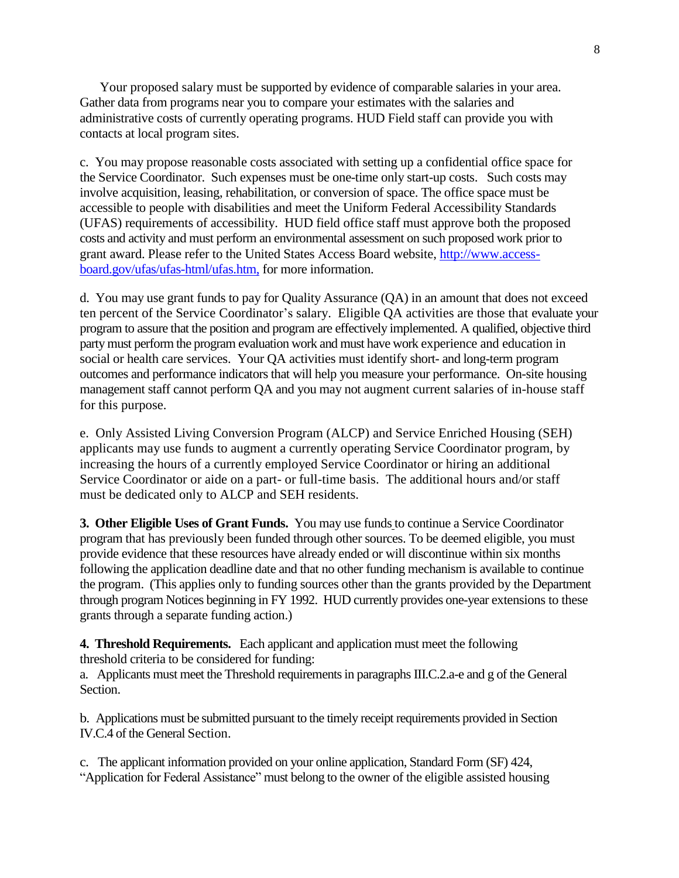Your proposed salary must be supported by evidence of comparable salaries in your area. Gather data from programs near you to compare your estimates with the salaries and administrative costs of currently operating programs. HUD Field staff can provide you with contacts at local program sites.

c. You may propose reasonable costs associated with setting up a confidential office space for the Service Coordinator. Such expenses must be one-time only start-up costs. Such costs may involve acquisition, leasing, rehabilitation, or conversion of space. The office space must be accessible to people with disabilities and meet the Uniform Federal Accessibility Standards (UFAS) requirements of accessibility. HUD field office staff must approve both the proposed costs and activity and must perform an environmental assessment on such proposed work prior to grant award. Please refer to the United States Access Board website, [http://www.access-board.gov/ufas/ufas-html/ufas.htm,](http://www.access-board.gov/ufas/ufas-html/ufas.htm) for more information.

d. You may use grant funds to pay for Quality Assurance (QA) in an amount that does not exceed ten percent of the Service Coordinator's salary. Eligible QA activities are those that evaluate your program to assure that the position and program are effectively implemented. A qualified, objective third party must perform the program evaluation work and must have work experience and education in social or health care services. Your QA activities must identify short- and long-term program outcomes and performance indicators that will help you measure your performance. On-site housing management staff cannot perform QA and you may not augment current salaries of in-house staff for this purpose.

e. Only Assisted Living Conversion Program (ALCP) and Service Enriched Housing (SEH) applicants may use funds to augment a currently operating Service Coordinator program, by increasing the hours of a currently employed Service Coordinator or hiring an additional Service Coordinator or aide on a part- or full-time basis. The additional hours and/or staff must be dedicated only to ALCP and SEH residents.

**3. Other Eligible Uses of Grant Funds.** You may use funds to continue a Service Coordinator program that has previously been funded through other sources. To be deemed eligible, you must provide evidence that these resources have already ended or will discontinue within six months following the application deadline date and that no other funding mechanism is available to continue the program. (This applies only to funding sources other than the grants provided by the Department through program Notices beginning in FY 1992. HUD currently provides one-year extensions to these grants through a separate funding action.)

**4. Threshold Requirements.** Each applicant and application must meet the following threshold criteria to be considered for funding:

a. Applicants must meet the Threshold requirements in paragraphs III.C.2.a-e and g of the General Section.

b. Applications must be submitted pursuant to the timely receipt requirements provided in Section IV.C.4 of the General Section.

c. The applicant information provided on your online application, Standard Form (SF) 424, "Application for Federal Assistance" must belong to the owner of the eligible assisted housing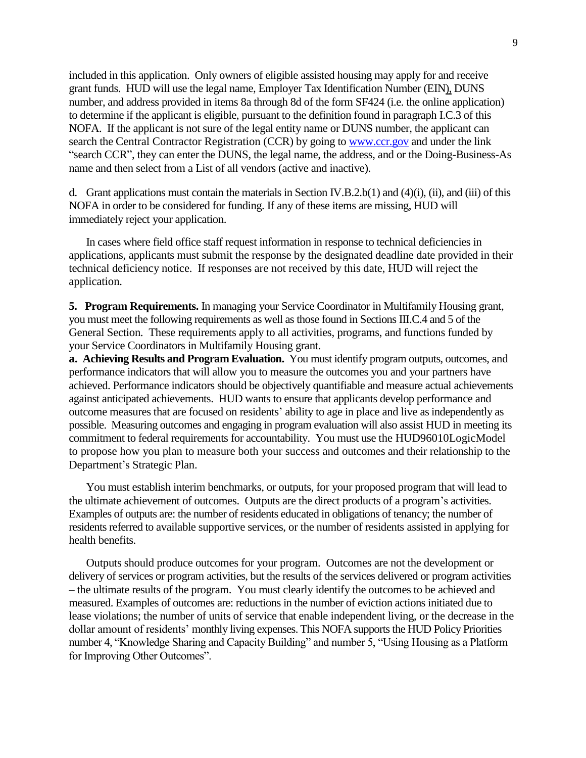included in this application. Only owners of eligible assisted housing may apply for and receive grant funds. HUD will use the legal name, Employer Tax Identification Number (EIN), DUNS number, and address provided in items 8a through 8d of the form SF424 (i.e. the online application) to determine if the applicant is eligible, pursuant to the definition found in paragraph I.C.3 of this NOFA. If the applicant is not sure of the legal entity name or DUNS number, the applicant can search the Central Contractor Registration (CCR) by going to www.ccr.gov and under the link "search CCR", they can enter the DUNS, the legal name, the address, and or the Doing-Business-As name and then select from a List of all vendors (active and inactive).

d. Grant applications must contain the materials in Section IV.B.2.b(1) and (4)(i), (ii), and (iii) of this NOFA in order to be considered for funding. If any of these items are missing, HUD will immediately reject your application.

In cases where field office staff request information in response to technical deficiencies in applications, applicants must submit the response by the designated deadline date provided in their technical deficiency notice. If responses are not received by this date, HUD will reject the application.

**5. Program Requirements.** In managing your Service Coordinator in Multifamily Housing grant, you must meet the following requirements as well as those found in Sections III.C.4 and 5 of the General Section. These requirements apply to all activities, programs, and functions funded by your Service Coordinators in Multifamily Housing grant.

**a. Achieving Results and Program Evaluation.** You must identify program outputs, outcomes, and performance indicators that will allow you to measure the outcomes you and your partners have achieved. Performance indicators should be objectively quantifiable and measure actual achievements against anticipated achievements. HUD wants to ensure that applicants develop performance and outcome measures that are focused on residents' ability to age in place and live as independently as possible. Measuring outcomes and engaging in program evaluation will also assist HUD in meeting its commitment to federal requirements for accountability. You must use the HUD96010LogicModel to propose how you plan to measure both your success and outcomes and their relationship to the Department's Strategic Plan.

You must establish interim benchmarks, or outputs, for your proposed program that will lead to the ultimate achievement of outcomes. Outputs are the direct products of a program's activities. Examples of outputs are: the number of residents educated in obligations of tenancy; the number of residents referred to available supportive services, or the number of residents assisted in applying for health benefits.

Outputs should produce outcomes for your program. Outcomes are not the development or delivery of services or program activities, but the results of the services delivered or program activities – the ultimate results of the program. You must clearly identify the outcomes to be achieved and measured. Examples of outcomes are: reductions in the number of eviction actions initiated due to lease violations; the number of units of service that enable independent living, or the decrease in the dollar amount of residents' monthly living expenses. This NOFA supports the HUD Policy Priorities number 4, "Knowledge Sharing and Capacity Building" and number 5, "Using Housing as a Platform for Improving Other Outcomes".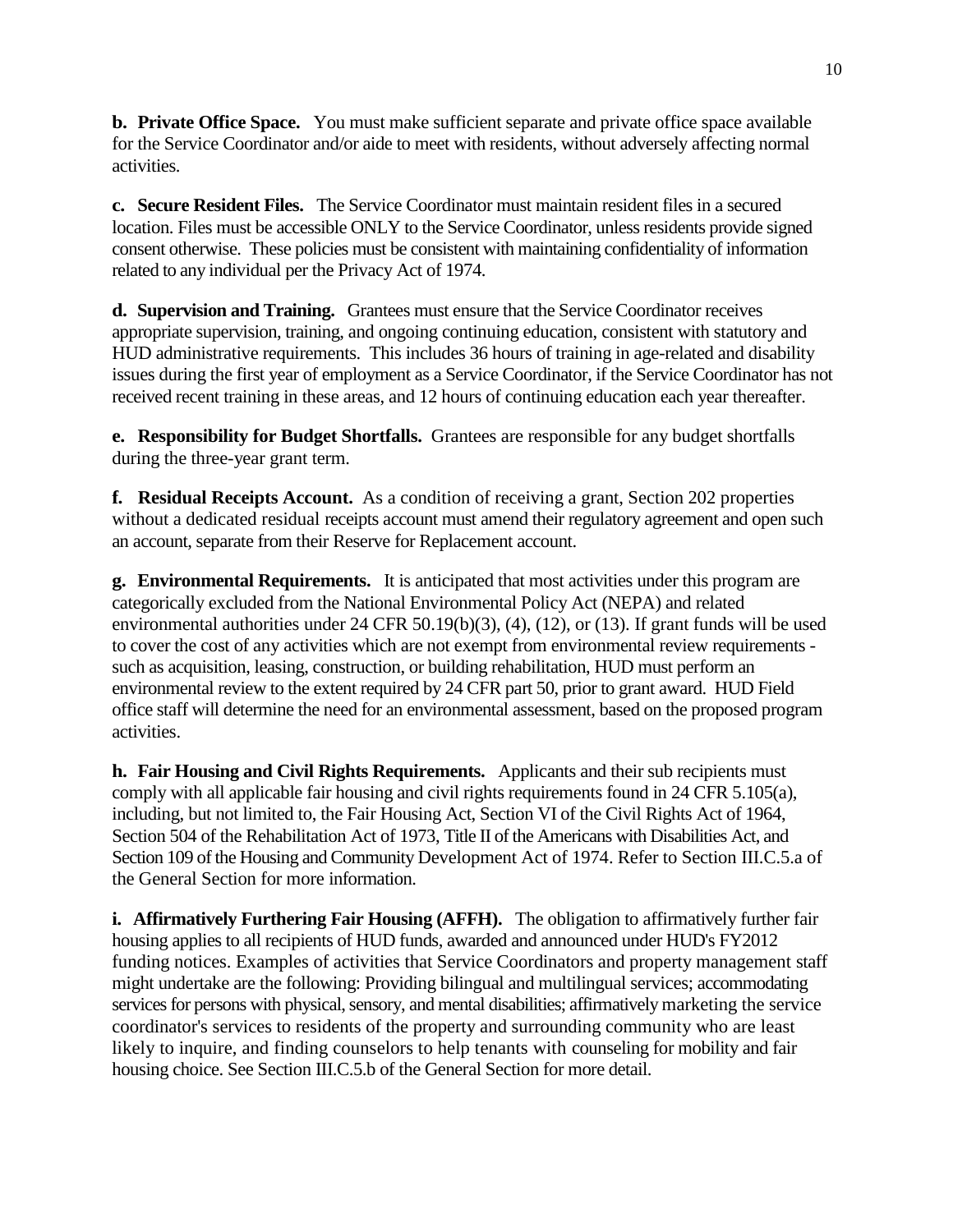**b. Private Office Space.** You must make sufficient separate and private office space available for the Service Coordinator and/or aide to meet with residents, without adversely affecting normal activities.

**c. Secure Resident Files.** The Service Coordinator must maintain resident files in a secured location. Files must be accessible ONLY to the Service Coordinator, unless residents provide signed consent otherwise. These policies must be consistent with maintaining confidentiality of information related to any individual per the Privacy Act of 1974.

**d. Supervision and Training.** Grantees must ensure that the Service Coordinator receives appropriate supervision, training, and ongoing continuing education, consistent with statutory and HUD administrative requirements. This includes 36 hours of training in age-related and disability issues during the first year of employment as a Service Coordinator, if the Service Coordinator has not received recent training in these areas, and 12 hours of continuing education each year thereafter.

**e. Responsibility for Budget Shortfalls.** Grantees are responsible for any budget shortfalls during the three-year grant term.

**f. Residual Receipts Account.** As a condition of receiving a grant, Section 202 properties without a dedicated residual receipts account must amend their regulatory agreement and open such an account, separate from their Reserve for Replacement account.

**g. Environmental Requirements.** It is anticipated that most activities under this program are categorically excluded from the National Environmental Policy Act (NEPA) and related environmental authorities under 24 CFR 50.19(b)(3), (4), (12), or (13). If grant funds will be used to cover the cost of any activities which are not exempt from environmental review requirements - such as acquisition, leasing, construction, or building rehabilitation, HUD must perform an environmental review to the extent required by 24 CFR part 50, prior to grant award. HUD Field office staff will determine the need for an environmental assessment, based on the proposed program activities.

**h. Fair Housing and Civil Rights Requirements.** Applicants and their sub recipients must comply with all applicable fair housing and civil rights requirements found in 24 CFR 5.105(a), including, but not limited to, the Fair Housing Act, Section VI of the Civil Rights Act of 1964, Section 504 of the Rehabilitation Act of 1973, Title II of the Americans with Disabilities Act, and Section 109 of the Housing and Community Development Act of 1974. Refer to Section III.C.5.a of the General Section for more information.

**i. Affirmatively Furthering Fair Housing (AFFH).** The obligation to affirmatively further fair housing applies to all recipients of HUD funds, awarded and announced under HUD's FY2012 funding notices. Examples of activities that Service Coordinators and property management staff might undertake are the following: Providing bilingual and multilingual services; accommodating services for persons with physical, sensory, and mental disabilities; affirmatively marketing the service coordinator's services to residents of the property and surrounding community who are least likely to inquire, and finding counselors to help tenants with counseling for mobility and fair housing choice. See Section III.C.5.b of the General Section for more detail.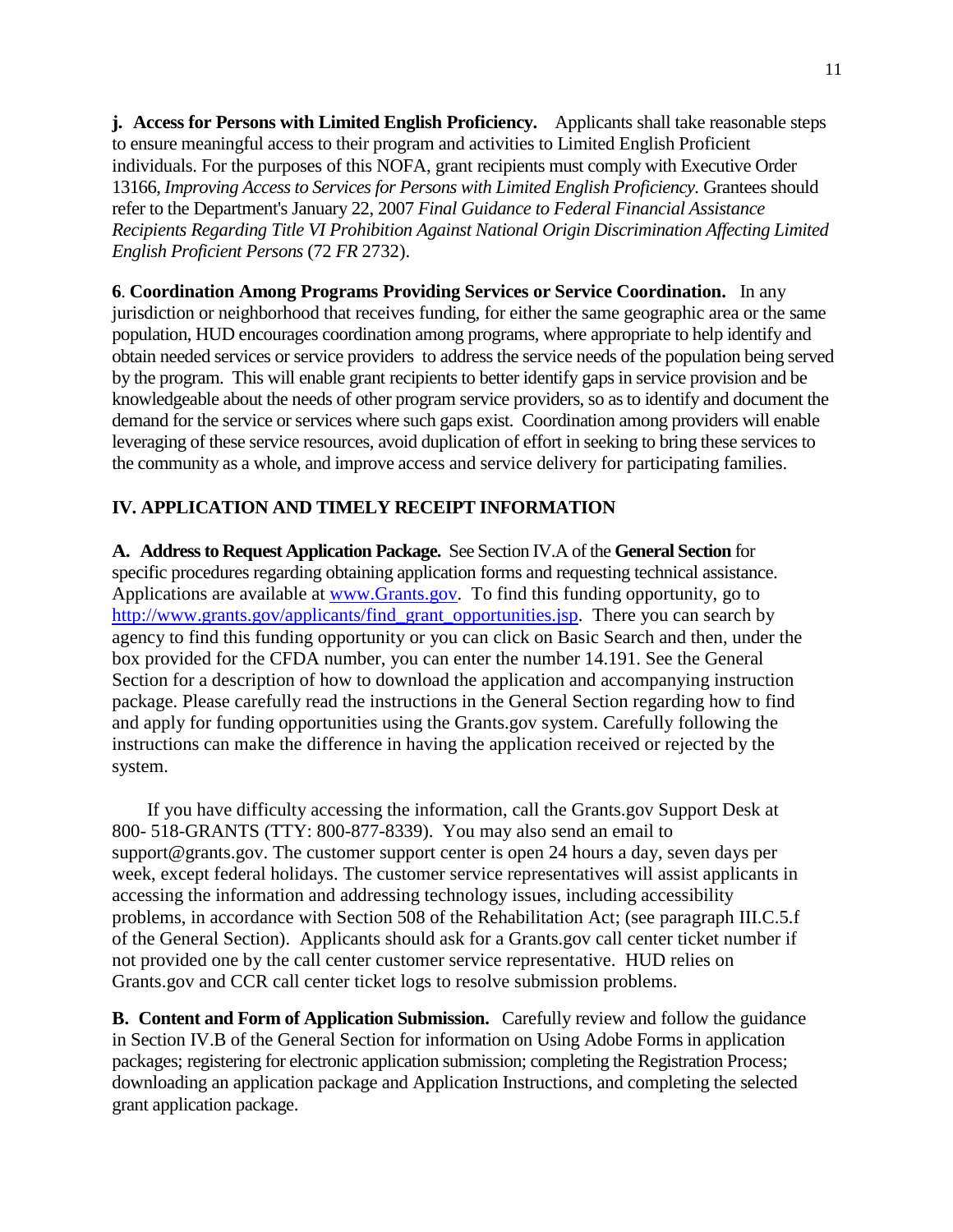**j. Access for Persons with Limited English Proficiency.** Applicants shall take reasonable steps to ensure meaningful access to their program and activities to Limited English Proficient individuals. For the purposes of this NOFA, grant recipients must comply with Executive Order 13166, *Improving Access to Services for Persons with Limited English Proficiency.* Grantees should refer to the Department's January 22, 2007 *Final Guidance to Federal Financial Assistance Recipients Regarding Title VI Prohibition Against National Origin Discrimination Affecting Limited English Proficient Persons* (72 *FR* 2732).

**6**. **Coordination Among Programs Providing Services or Service Coordination.** In any jurisdiction or neighborhood that receives funding, for either the same geographic area or the same population, HUD encourages coordination among programs, where appropriate to help identify and obtain needed services or service providers to address the service needs of the population being served by the program. This will enable grant recipients to better identify gaps in service provision and be knowledgeable about the needs of other program service providers, so as to identify and document the demand for the service or services where such gaps exist. Coordination among providers will enable leveraging of these service resources, avoid duplication of effort in seeking to bring these services to the community as a whole, and improve access and service delivery for participating families.

## IV. APPLICATION AND TIMELY RECEIPT INFORMATION

**A. Address to Request Application Package.** See Section IV.A of the **General Section** for specific procedures regarding obtaining application forms and requesting technical assistance. Applications are available at www.Grants.gov. To find this funding opportunity, go to http://www.grants.gov/applicants/find_grant_opportunities.jsp. There you can search by agency to find this funding opportunity or you can click on Basic Search and then, under the box provided for the CFDA number, you can enter the number 14.191. See the General Section for a description of how to download the application and accompanying instruction package. Please carefully read the instructions in the General Section regarding how to find and apply for funding opportunities using the Grants.gov system. Carefully following the instructions can make the difference in having the application received or rejected by the system.

If you have difficulty accessing the information, call the Grants.gov Support Desk at 800- 518-GRANTS (TTY: 800-877-8339). You may also send an email to support@grants.gov. The customer support center is open 24 hours a day, seven days per week, except federal holidays. The customer service representatives will assist applicants in accessing the information and addressing technology issues, including accessibility problems, in accordance with Section 508 of the Rehabilitation Act; (see paragraph III.C.5.f of the General Section). Applicants should ask for a Grants.gov call center ticket number if not provided one by the call center customer service representative. HUD relies on Grants.gov and CCR call center ticket logs to resolve submission problems.

**B. Content and Form of Application Submission.** Carefully review and follow the guidance in Section IV.B of the General Section for information on Using Adobe Forms in application packages; registering for electronic application submission; completing the Registration Process; downloading an application package and Application Instructions, and completing the selected grant application package.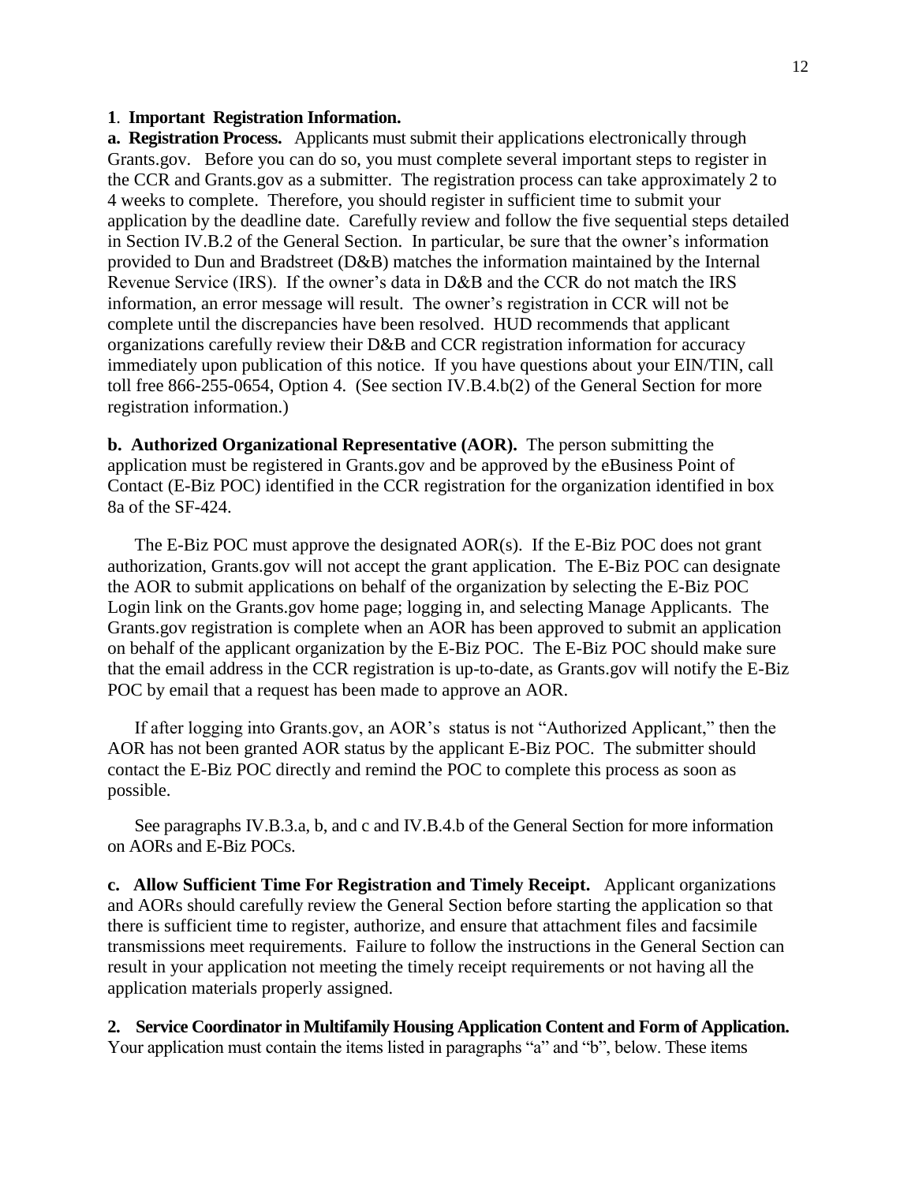**1**. **Important Registration Information.**

**a. Registration Process.** Applicants must submit their applications electronically through Grants.gov. Before you can do so, you must complete several important steps to register in the CCR and Grants.gov as a submitter. The registration process can take approximately 2 to 4 weeks to complete. Therefore, you should register in sufficient time to submit your application by the deadline date. Carefully review and follow the five sequential steps detailed in Section IV.B.2 of the General Section. In particular, be sure that the owner's information provided to Dun and Bradstreet (D&B) matches the information maintained by the Internal Revenue Service (IRS). If the owner's data in D&B and the CCR do not match the IRS information, an error message will result. The owner's registration in CCR will not be complete until the discrepancies have been resolved. HUD recommends that applicant organizations carefully review their D&B and CCR registration information for accuracy immediately upon publication of this notice. If you have questions about your EIN/TIN, call toll free 866-255-0654, Option 4. (See section IV.B.4.b(2) of the General Section for more registration information.)

**b. Authorized Organizational Representative (AOR).** The person submitting the application must be registered in Grants.gov and be approved by the eBusiness Point of Contact (E-Biz POC) identified in the CCR registration for the organization identified in box 8a of the SF-424.

The E-Biz POC must approve the designated AOR(s). If the E-Biz POC does not grant authorization, Grants.gov will not accept the grant application. The E-Biz POC can designate the AOR to submit applications on behalf of the organization by selecting the E-Biz POC Login link on the Grants.gov home page; logging in, and selecting Manage Applicants. The Grants.gov registration is complete when an AOR has been approved to submit an application on behalf of the applicant organization by the E-Biz POC. The E-Biz POC should make sure that the email address in the CCR registration is up-to-date, as Grants.gov will notify the E-Biz POC by email that a request has been made to approve an AOR.

If after logging into Grants.gov, an AOR's status is not "Authorized Applicant," then the AOR has not been granted AOR status by the applicant E-Biz POC. The submitter should contact the E-Biz POC directly and remind the POC to complete this process as soon as possible.

See paragraphs IV.B.3.a, b, and c and IV.B.4.b of the General Section for more information on AORs and E-Biz POCs.

**c. Allow Sufficient Time For Registration and Timely Receipt.** Applicant organizations and AORs should carefully review the General Section before starting the application so that there is sufficient time to register, authorize, and ensure that attachment files and facsimile transmissions meet requirements. Failure to follow the instructions in the General Section can result in your application not meeting the timely receipt requirements or not having all the application materials properly assigned.

**2. Service Coordinator in Multifamily Housing Application Content and Form of Application.** Your application must contain the items listed in paragraphs "a" and "b", below. These items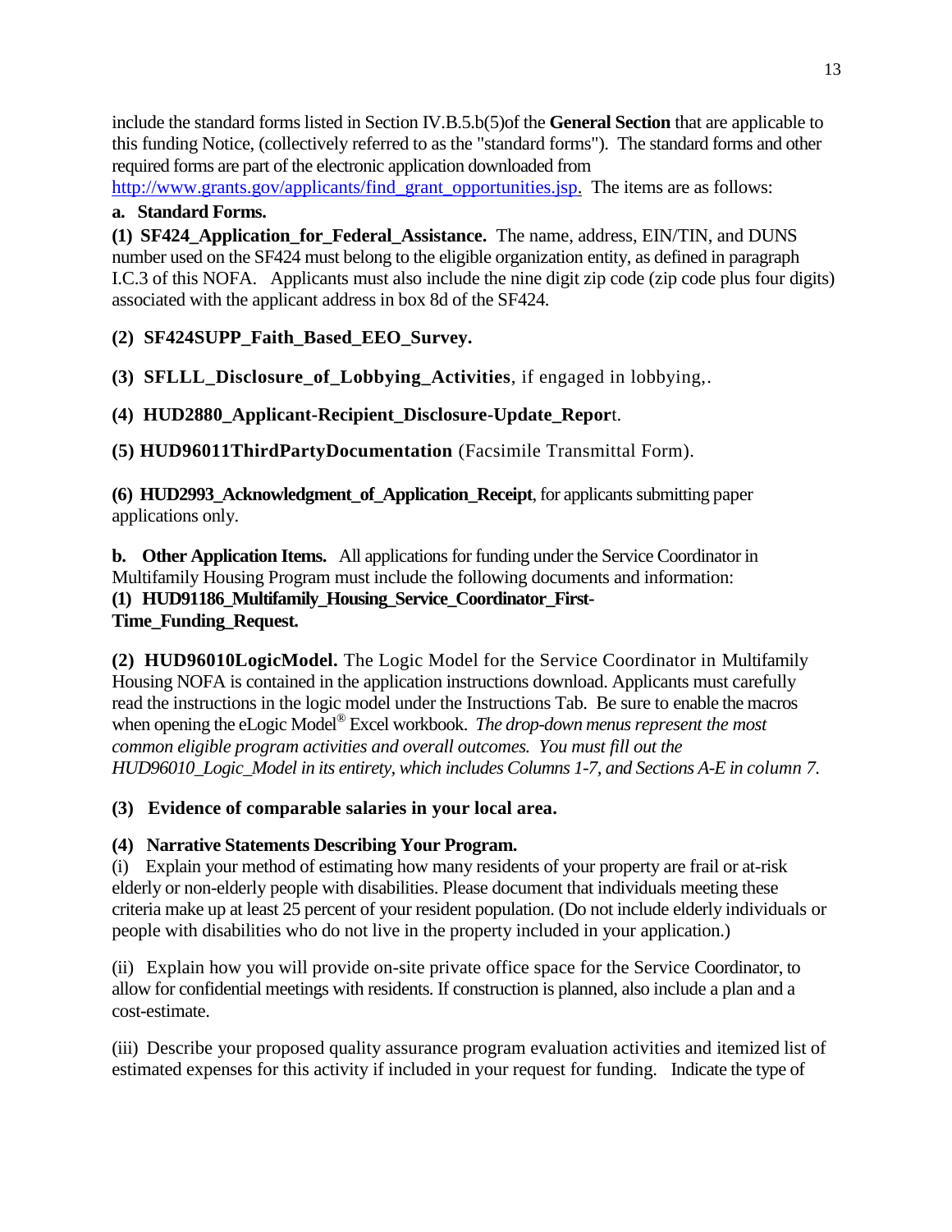include the standard forms listed in Section IV.B.5.b(5)of the **General Section** that are applicable to this funding Notice, (collectively referred to as the "standard forms"). The standard forms and other required forms are part of the electronic application downloaded from http://www.grants.gov/applicants/find_grant_opportunities.jsp. The items are as follows:

**a. Standard Forms.**

**(1) SF424_Application_for_Federal_Assistance.** The name, address, EIN/TIN, and DUNS number used on the SF424 must belong to the eligible organization entity, as defined in paragraph I.C.3 of this NOFA. Applicants must also include the nine digit zip code (zip code plus four digits) associated with the applicant address in box 8d of the SF424.

**(2) SF424SUPP_Faith_Based_EEO_Survey.**

**(3) SFLLL_Disclosure_of_Lobbying_Activities**, if engaged in lobbying,.

**(4) HUD2880_Applicant-Recipient_Disclosure-Update_Repor**t.

**(5) HUD96011ThirdPartyDocumentation** (Facsimile Transmittal Form).

**(6) HUD2993_Acknowledgment_of_Application_Receipt**, for applicants submitting paper applications only.

**b. Other Application Items.** All applications for funding under the Service Coordinator in Multifamily Housing Program must include the following documents and information:

**(1) HUD91186_Multifamily_Housing_Service_Coordinator_First-Time_Funding_Request.**

**(2) HUD96010LogicModel.** The Logic Model for the Service Coordinator in Multifamily Housing NOFA is contained in the application instructions download. Applicants must carefully read the instructions in the logic model under the Instructions Tab. Be sure to enable the macros when opening the eLogic Model® Excel workbook. *The drop-down menus represent the most common eligible program activities and overall outcomes. You must fill out the HUD96010_Logic_Model in its entirety, which includes Columns 1-7, and Sections A-E in column 7.*

**(3) Evidence of comparable salaries in your local area.**

**(4) Narrative Statements Describing Your Program.**

(i) Explain your method of estimating how many residents of your property are frail or at-risk elderly or non-elderly people with disabilities. Please document that individuals meeting these criteria make up at least 25 percent of your resident population. (Do not include elderly individuals or people with disabilities who do not live in the property included in your application.)

(ii) Explain how you will provide on-site private office space for the Service Coordinator, to allow for confidential meetings with residents. If construction is planned, also include a plan and a cost-estimate.

(iii) Describe your proposed quality assurance program evaluation activities and itemized list of estimated expenses for this activity if included in your request for funding. Indicate the type of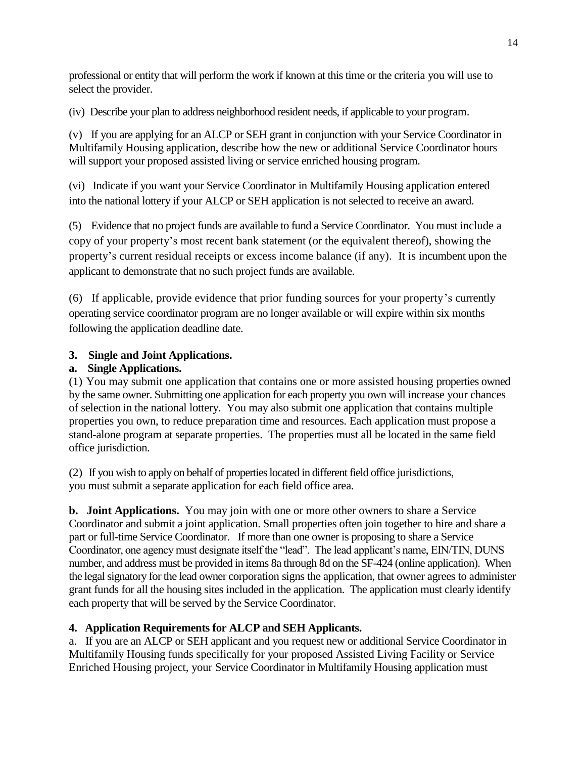professional or entity that will perform the work if known at this time or the criteria you will use to select the provider.

(iv) Describe your plan to address neighborhood resident needs, if applicable to your program.

(v) If you are applying for an ALCP or SEH grant in conjunction with your Service Coordinator in Multifamily Housing application, describe how the new or additional Service Coordinator hours will support your proposed assisted living or service enriched housing program.

(vi) Indicate if you want your Service Coordinator in Multifamily Housing application entered into the national lottery if your ALCP or SEH application is not selected to receive an award.

(5) Evidence that no project funds are available to fund a Service Coordinator. You must include a copy of your property's most recent bank statement (or the equivalent thereof), showing the property's current residual receipts or excess income balance (if any). It is incumbent upon the applicant to demonstrate that no such project funds are available.

(6) If applicable, provide evidence that prior funding sources for your property's currently operating service coordinator program are no longer available or will expire within six months following the application deadline date.

**3. Single and Joint Applications.**

**a. Single Applications.**

(1) You may submit one application that contains one or more assisted housing properties owned by the same owner. Submitting one application for each property you own will increase your chances of selection in the national lottery. You may also submit one application that contains multiple properties you own, to reduce preparation time and resources. Each application must propose a stand-alone program at separate properties. The properties must all be located in the same field office jurisdiction.

(2) If you wish to apply on behalf of properties located in different field office jurisdictions, you must submit a separate application for each field office area.

**b. Joint Applications.** You may join with one or more other owners to share a Service Coordinator and submit a joint application. Small properties often join together to hire and share a part or full-time Service Coordinator. If more than one owner is proposing to share a Service Coordinator, one agency must designate itself the "lead". The lead applicant's name, EIN/TIN, DUNS number, and address must be provided in items 8a through 8d on the SF-424 (online application). When the legal signatory for the lead owner corporation signs the application, that owner agrees to administer grant funds for all the housing sites included in the application. The application must clearly identify each property that will be served by the Service Coordinator.

**4. Application Requirements for ALCP and SEH Applicants.**

a. If you are an ALCP or SEH applicant and you request new or additional Service Coordinator in Multifamily Housing funds specifically for your proposed Assisted Living Facility or Service Enriched Housing project, your Service Coordinator in Multifamily Housing application must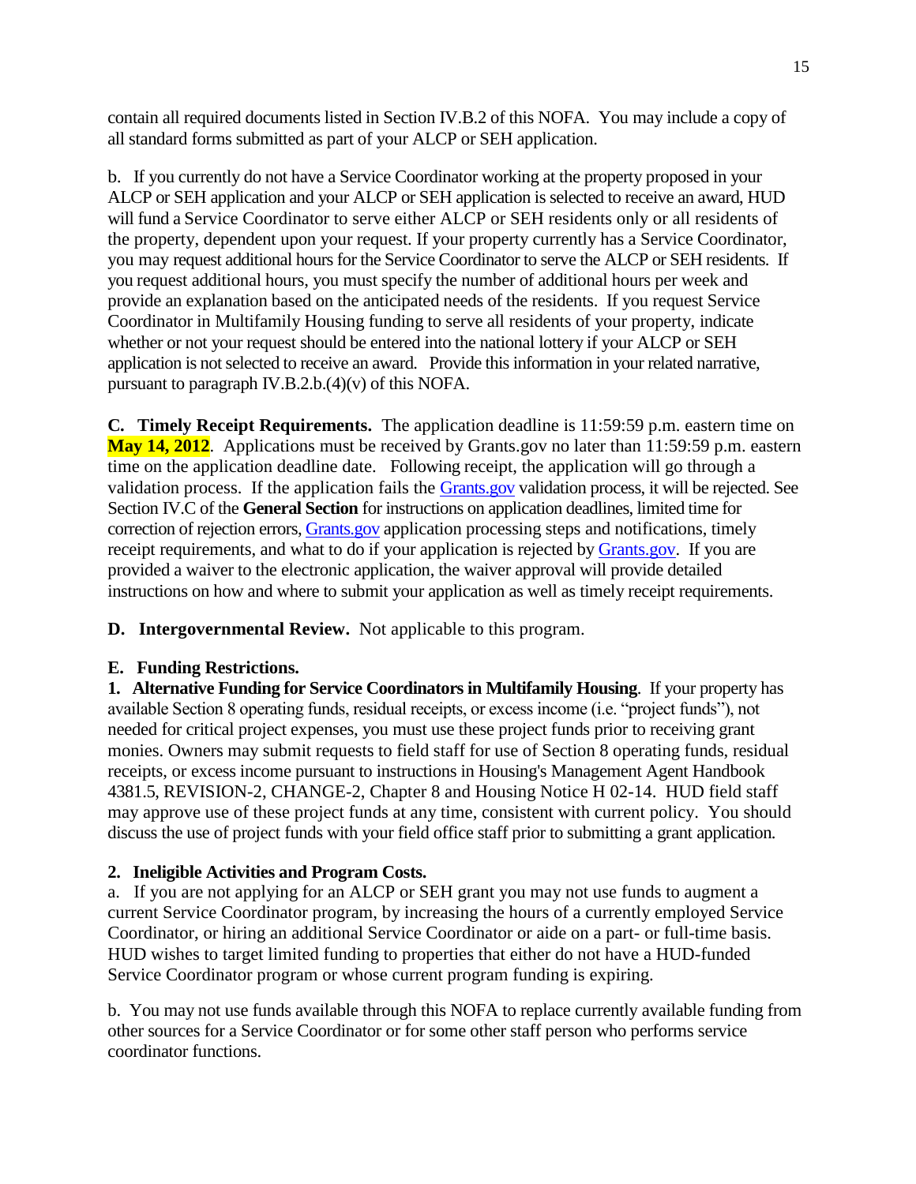contain all required documents listed in Section IV.B.2 of this NOFA. You may include a copy of all standard forms submitted as part of your ALCP or SEH application.

b. If you currently do not have a Service Coordinator working at the property proposed in your ALCP or SEH application and your ALCP or SEH application is selected to receive an award, HUD will fund a Service Coordinator to serve either ALCP or SEH residents only or all residents of the property, dependent upon your request. If your property currently has a Service Coordinator, you may request additional hours for the Service Coordinator to serve the ALCP or SEH residents. If you request additional hours, you must specify the number of additional hours per week and provide an explanation based on the anticipated needs of the residents. If you request Service Coordinator in Multifamily Housing funding to serve all residents of your property, indicate whether or not your request should be entered into the national lottery if your ALCP or SEH application is not selected to receive an award. Provide this information in your related narrative, pursuant to paragraph IV.B.2.b.(4)(v) of this NOFA.

**C. Timely Receipt Requirements.** The application deadline is 11:59:59 p.m. eastern time on **May 14, 2012**. Applications must be received by Grants.gov no later than 11:59:59 p.m. eastern time on the application deadline date. Following receipt, the application will go through a validation process. If the application fails the Grants.gov validation process, it will be rejected. See Section IV.C of the **General Section** for instructions on application deadlines, limited time for correction of rejection errors, Grants.gov application processing steps and notifications, timely receipt requirements, and what to do if your application is rejected by Grants.gov. If you are provided a waiver to the electronic application, the waiver approval will provide detailed instructions on how and where to submit your application as well as timely receipt requirements.

**D. Intergovernmental Review.** Not applicable to this program.

**E. Funding Restrictions.**

**1. Alternative Funding for Service Coordinators in Multifamily Housing**. If your property has available Section 8 operating funds, residual receipts, or excess income (i.e. "project funds"), not needed for critical project expenses, you must use these project funds prior to receiving grant monies. Owners may submit requests to field staff for use of Section 8 operating funds, residual receipts, or excess income pursuant to instructions in Housing's Management Agent Handbook 4381.5, REVISION-2, CHANGE-2, Chapter 8 and Housing Notice H 02-14. HUD field staff may approve use of these project funds at any time, consistent with current policy. You should discuss the use of project funds with your field office staff prior to submitting a grant application.

**2. Ineligible Activities and Program Costs.**

a. If you are not applying for an ALCP or SEH grant you may not use funds to augment a current Service Coordinator program, by increasing the hours of a currently employed Service Coordinator, or hiring an additional Service Coordinator or aide on a part- or full-time basis. HUD wishes to target limited funding to properties that either do not have a HUD-funded Service Coordinator program or whose current program funding is expiring.

b. You may not use funds available through this NOFA to replace currently available funding from other sources for a Service Coordinator or for some other staff person who performs service coordinator functions.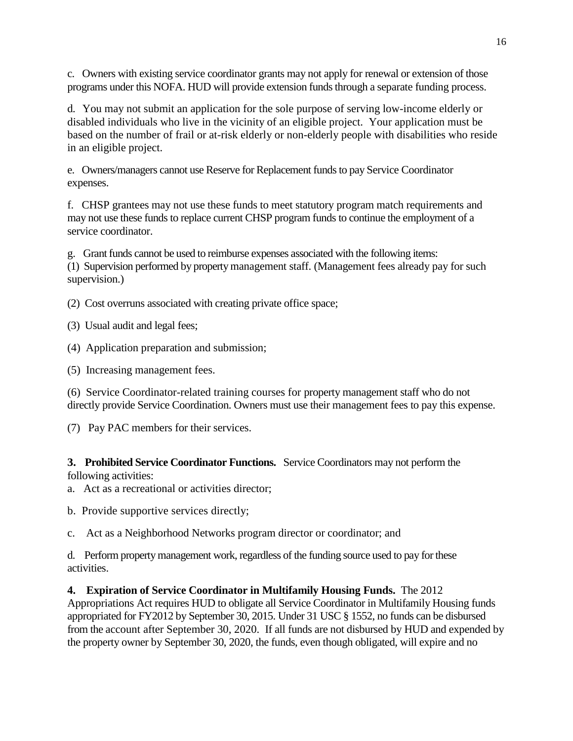c. Owners with existing service coordinator grants may not apply for renewal or extension of those programs under this NOFA. HUD will provide extension funds through a separate funding process.

d. You may not submit an application for the sole purpose of serving low-income elderly or disabled individuals who live in the vicinity of an eligible project. Your application must be based on the number of frail or at-risk elderly or non-elderly people with disabilities who reside in an eligible project.

e. Owners/managers cannot use Reserve for Replacement funds to pay Service Coordinator expenses.

f. CHSP grantees may not use these funds to meet statutory program match requirements and may not use these funds to replace current CHSP program funds to continue the employment of a service coordinator.

g. Grant funds cannot be used to reimburse expenses associated with the following items:
(1) Supervision performed by property management staff. (Management fees already pay for such supervision.)

(2) Cost overruns associated with creating private office space;

(3) Usual audit and legal fees;

(4) Application preparation and submission;

(5) Increasing management fees.

(6) Service Coordinator-related training courses for property management staff who do not directly provide Service Coordination. Owners must use their management fees to pay this expense.

(7) Pay PAC members for their services.

**3. Prohibited Service Coordinator Functions.** Service Coordinators may not perform the following activities:

a. Act as a recreational or activities director;

b. Provide supportive services directly;

c. Act as a Neighborhood Networks program director or coordinator; and

d. Perform property management work, regardless of the funding source used to pay for these activities.

**4. Expiration of Service Coordinator in Multifamily Housing Funds.** The 2012 Appropriations Act requires HUD to obligate all Service Coordinator in Multifamily Housing funds appropriated for FY2012 by September 30, 2015. Under 31 USC § 1552, no funds can be disbursed from the account after September 30, 2020. If all funds are not disbursed by HUD and expended by the property owner by September 30, 2020, the funds, even though obligated, will expire and no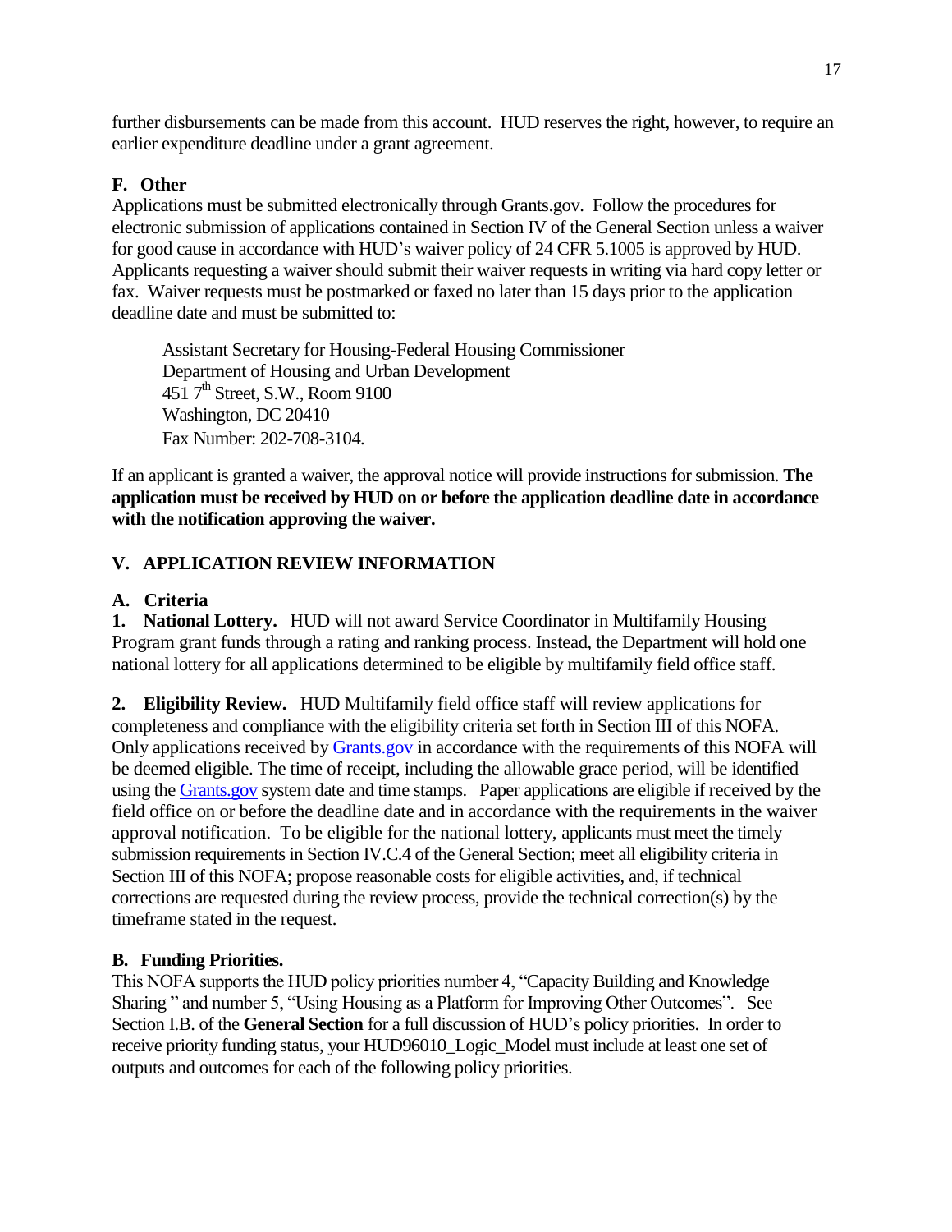further disbursements can be made from this account. HUD reserves the right, however, to require an earlier expenditure deadline under a grant agreement.

**F. Other**

Applications must be submitted electronically through Grants.gov. Follow the procedures for electronic submission of applications contained in Section IV of the General Section unless a waiver for good cause in accordance with HUD's waiver policy of 24 CFR 5.1005 is approved by HUD. Applicants requesting a waiver should submit their waiver requests in writing via hard copy letter or fax. Waiver requests must be postmarked or faxed no later than 15 days prior to the application deadline date and must be submitted to:

> Assistant Secretary for Housing-Federal Housing Commissioner
> Department of Housing and Urban Development
> 451 7th Street, S.W., Room 9100
> Washington, DC 20410
> Fax Number: 202-708-3104.

If an applicant is granted a waiver, the approval notice will provide instructions for submission. **The application must be received by HUD on or before the application deadline date in accordance with the notification approving the waiver.**

## V. APPLICATION REVIEW INFORMATION

**A. Criteria**

**1. National Lottery.** HUD will not award Service Coordinator in Multifamily Housing Program grant funds through a rating and ranking process. Instead, the Department will hold one national lottery for all applications determined to be eligible by multifamily field office staff.

**2. Eligibility Review.** HUD Multifamily field office staff will review applications for completeness and compliance with the eligibility criteria set forth in Section III of this NOFA. Only applications received by Grants.gov in accordance with the requirements of this NOFA will be deemed eligible. The time of receipt, including the allowable grace period, will be identified using the Grants.gov system date and time stamps. Paper applications are eligible if received by the field office on or before the deadline date and in accordance with the requirements in the waiver approval notification. To be eligible for the national lottery, applicants must meet the timely submission requirements in Section IV.C.4 of the General Section; meet all eligibility criteria in Section III of this NOFA; propose reasonable costs for eligible activities, and, if technical corrections are requested during the review process, provide the technical correction(s) by the timeframe stated in the request.

**B. Funding Priorities.**

This NOFA supports the HUD policy priorities number 4, "Capacity Building and Knowledge Sharing " and number 5, "Using Housing as a Platform for Improving Other Outcomes". See Section I.B. of the **General Section** for a full discussion of HUD's policy priorities. In order to receive priority funding status, your HUD96010_Logic_Model must include at least one set of outputs and outcomes for each of the following policy priorities.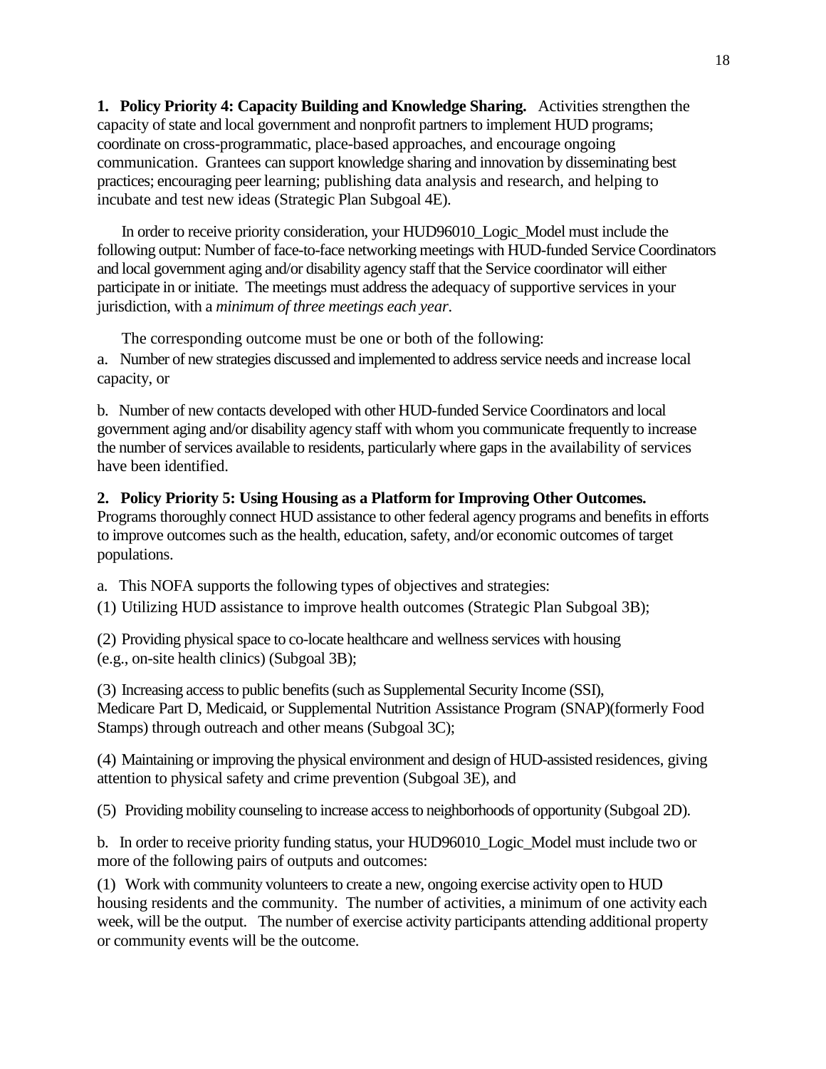**1. Policy Priority 4: Capacity Building and Knowledge Sharing.** Activities strengthen the capacity of state and local government and nonprofit partners to implement HUD programs; coordinate on cross-programmatic, place-based approaches, and encourage ongoing communication. Grantees can support knowledge sharing and innovation by disseminating best practices; encouraging peer learning; publishing data analysis and research, and helping to incubate and test new ideas (Strategic Plan Subgoal 4E).

In order to receive priority consideration, your HUD96010_Logic_Model must include the following output: Number of face-to-face networking meetings with HUD-funded Service Coordinators and local government aging and/or disability agency staff that the Service coordinator will either participate in or initiate. The meetings must address the adequacy of supportive services in your jurisdiction, with a *minimum of three meetings each year*.

The corresponding outcome must be one or both of the following:

a. Number of new strategies discussed and implemented to address service needs and increase local capacity, or

b. Number of new contacts developed with other HUD-funded Service Coordinators and local government aging and/or disability agency staff with whom you communicate frequently to increase the number of services available to residents, particularly where gaps in the availability of services have been identified.

**2. Policy Priority 5: Using Housing as a Platform for Improving Other Outcomes.** Programs thoroughly connect HUD assistance to other federal agency programs and benefits in efforts to improve outcomes such as the health, education, safety, and/or economic outcomes of target populations.

a. This NOFA supports the following types of objectives and strategies:

(1) Utilizing HUD assistance to improve health outcomes (Strategic Plan Subgoal 3B);

(2) Providing physical space to co-locate healthcare and wellness services with housing (e.g., on-site health clinics) (Subgoal 3B);

(3) Increasing access to public benefits (such as Supplemental Security Income (SSI), Medicare Part D, Medicaid, or Supplemental Nutrition Assistance Program (SNAP)(formerly Food Stamps) through outreach and other means (Subgoal 3C);

(4) Maintaining or improving the physical environment and design of HUD-assisted residences, giving attention to physical safety and crime prevention (Subgoal 3E), and

(5) Providing mobility counseling to increase access to neighborhoods of opportunity (Subgoal 2D).

b. In order to receive priority funding status, your HUD96010_Logic_Model must include two or more of the following pairs of outputs and outcomes:

(1) Work with community volunteers to create a new, ongoing exercise activity open to HUD housing residents and the community. The number of activities, a minimum of one activity each week, will be the output. The number of exercise activity participants attending additional property or community events will be the outcome.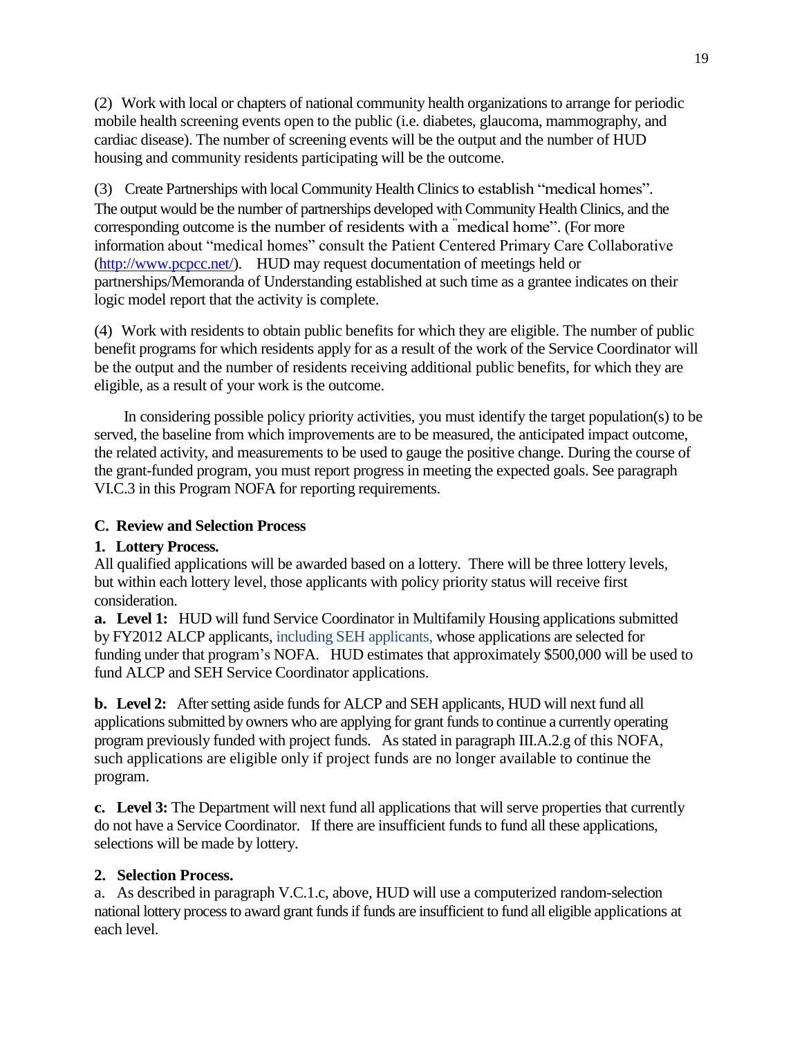(2) Work with local or chapters of national community health organizations to arrange for periodic mobile health screening events open to the public (i.e. diabetes, glaucoma, mammography, and cardiac disease). The number of screening events will be the output and the number of HUD housing and community residents participating will be the outcome.

(3) Create Partnerships with local Community Health Clinics to establish "medical homes". The output would be the number of partnerships developed with Community Health Clinics, and the corresponding outcome is the number of residents with a "medical home". (For more information about "medical homes" consult the Patient Centered Primary Care Collaborative (http://www.pcpcc.net/). HUD may request documentation of meetings held or partnerships/Memoranda of Understanding established at such time as a grantee indicates on their logic model report that the activity is complete.

(4) Work with residents to obtain public benefits for which they are eligible. The number of public benefit programs for which residents apply for as a result of the work of the Service Coordinator will be the output and the number of residents receiving additional public benefits, for which they are eligible, as a result of your work is the outcome.

In considering possible policy priority activities, you must identify the target population(s) to be served, the baseline from which improvements are to be measured, the anticipated impact outcome, the related activity, and measurements to be used to gauge the positive change. During the course of the grant-funded program, you must report progress in meeting the expected goals. See paragraph VI.C.3 in this Program NOFA for reporting requirements.

### C. Review and Selection Process

#### 1. Lottery Process.

All qualified applications will be awarded based on a lottery. There will be three lottery levels, but within each lottery level, those applicants with policy priority status will receive first consideration.

**a. Level 1:** HUD will fund Service Coordinator in Multifamily Housing applications submitted by FY2012 ALCP applicants, including SEH applicants, whose applications are selected for funding under that program's NOFA. HUD estimates that approximately $500,000 will be used to fund ALCP and SEH Service Coordinator applications.

**b. Level 2:** After setting aside funds for ALCP and SEH applicants, HUD will next fund all applications submitted by owners who are applying for grant funds to continue a currently operating program previously funded with project funds. As stated in paragraph III.A.2.g of this NOFA, such applications are eligible only if project funds are no longer available to continue the program.

**c. Level 3:** The Department will next fund all applications that will serve properties that currently do not have a Service Coordinator. If there are insufficient funds to fund all these applications, selections will be made by lottery.

#### 2. Selection Process.

a. As described in paragraph V.C.1.c, above, HUD will use a computerized random-selection national lottery process to award grant funds if funds are insufficient to fund all eligible applications at each level.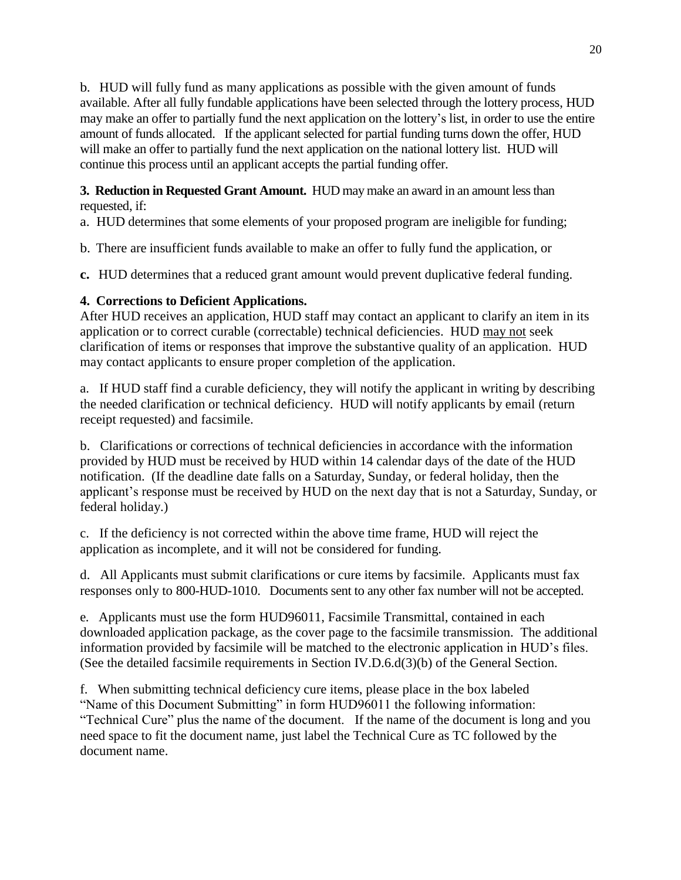b. HUD will fully fund as many applications as possible with the given amount of funds available. After all fully fundable applications have been selected through the lottery process, HUD may make an offer to partially fund the next application on the lottery's list, in order to use the entire amount of funds allocated. If the applicant selected for partial funding turns down the offer, HUD will make an offer to partially fund the next application on the national lottery list. HUD will continue this process until an applicant accepts the partial funding offer.

**3. Reduction in Requested Grant Amount.** HUD may make an award in an amount less than requested, if:

a. HUD determines that some elements of your proposed program are ineligible for funding;

b. There are insufficient funds available to make an offer to fully fund the application, or

**c.** HUD determines that a reduced grant amount would prevent duplicative federal funding.

**4. Corrections to Deficient Applications.**

After HUD receives an application, HUD staff may contact an applicant to clarify an item in its application or to correct curable (correctable) technical deficiencies. HUD may not seek clarification of items or responses that improve the substantive quality of an application. HUD may contact applicants to ensure proper completion of the application.

a. If HUD staff find a curable deficiency, they will notify the applicant in writing by describing the needed clarification or technical deficiency. HUD will notify applicants by email (return receipt requested) and facsimile.

b. Clarifications or corrections of technical deficiencies in accordance with the information provided by HUD must be received by HUD within 14 calendar days of the date of the HUD notification. (If the deadline date falls on a Saturday, Sunday, or federal holiday, then the applicant's response must be received by HUD on the next day that is not a Saturday, Sunday, or federal holiday.)

c. If the deficiency is not corrected within the above time frame, HUD will reject the application as incomplete, and it will not be considered for funding.

d. All Applicants must submit clarifications or cure items by facsimile. Applicants must fax responses only to 800-HUD-1010. Documents sent to any other fax number will not be accepted.

e. Applicants must use the form HUD96011, Facsimile Transmittal, contained in each downloaded application package, as the cover page to the facsimile transmission. The additional information provided by facsimile will be matched to the electronic application in HUD's files. (See the detailed facsimile requirements in Section IV.D.6.d(3)(b) of the General Section.

f. When submitting technical deficiency cure items, please place in the box labeled "Name of this Document Submitting" in form HUD96011 the following information: "Technical Cure" plus the name of the document. If the name of the document is long and you need space to fit the document name, just label the Technical Cure as TC followed by the document name.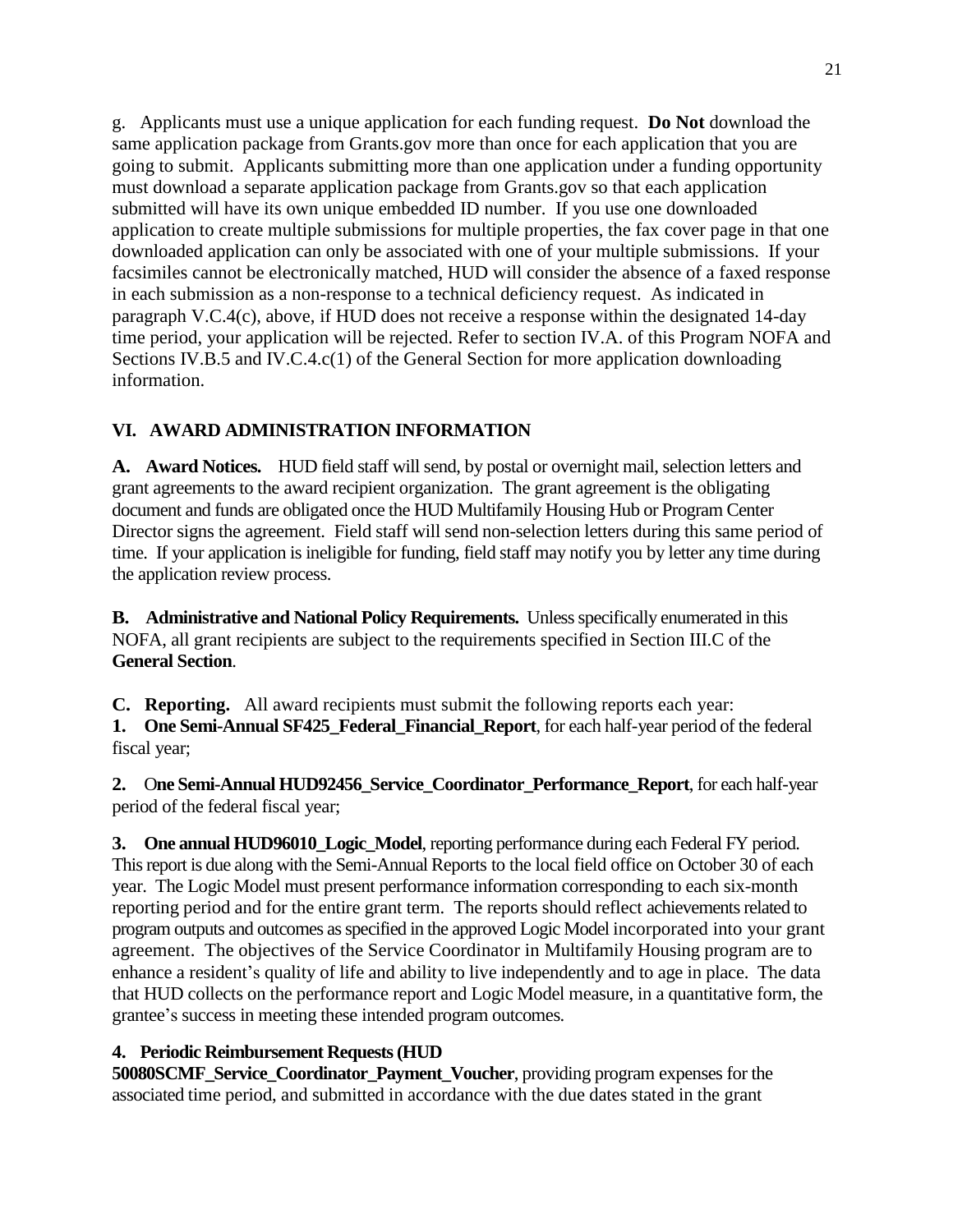g. Applicants must use a unique application for each funding request. **Do Not** download the same application package from Grants.gov more than once for each application that you are going to submit. Applicants submitting more than one application under a funding opportunity must download a separate application package from Grants.gov so that each application submitted will have its own unique embedded ID number. If you use one downloaded application to create multiple submissions for multiple properties, the fax cover page in that one downloaded application can only be associated with one of your multiple submissions. If your facsimiles cannot be electronically matched, HUD will consider the absence of a faxed response in each submission as a non-response to a technical deficiency request. As indicated in paragraph V.C.4(c), above, if HUD does not receive a response within the designated 14-day time period, your application will be rejected. Refer to section IV.A. of this Program NOFA and Sections IV.B.5 and IV.C.4.c(1) of the General Section for more application downloading information.

## VI. AWARD ADMINISTRATION INFORMATION

**A. Award Notices.** HUD field staff will send, by postal or overnight mail, selection letters and grant agreements to the award recipient organization. The grant agreement is the obligating document and funds are obligated once the HUD Multifamily Housing Hub or Program Center Director signs the agreement. Field staff will send non-selection letters during this same period of time. If your application is ineligible for funding, field staff may notify you by letter any time during the application review process.

**B. Administrative and National Policy Requirements.** Unless specifically enumerated in this NOFA, all grant recipients are subject to the requirements specified in Section III.C of the **General Section**.

**C. Reporting.** All award recipients must submit the following reports each year:

**1. One Semi-Annual SF425_Federal_Financial_Report**, for each half-year period of the federal fiscal year;

**2. One Semi-Annual HUD92456_Service_Coordinator_Performance_Report**, for each half-year period of the federal fiscal year;

**3. One annual HUD96010_Logic_Model**, reporting performance during each Federal FY period. This report is due along with the Semi-Annual Reports to the local field office on October 30 of each year. The Logic Model must present performance information corresponding to each six-month reporting period and for the entire grant term. The reports should reflect achievements related to program outputs and outcomes as specified in the approved Logic Model incorporated into your grant agreement. The objectives of the Service Coordinator in Multifamily Housing program are to enhance a resident's quality of life and ability to live independently and to age in place. The data that HUD collects on the performance report and Logic Model measure, in a quantitative form, the grantee's success in meeting these intended program outcomes.

**4. Periodic Reimbursement Requests (HUD 50080SCMF_Service_Coordinator_Payment_Voucher**, providing program expenses for the associated time period, and submitted in accordance with the due dates stated in the grant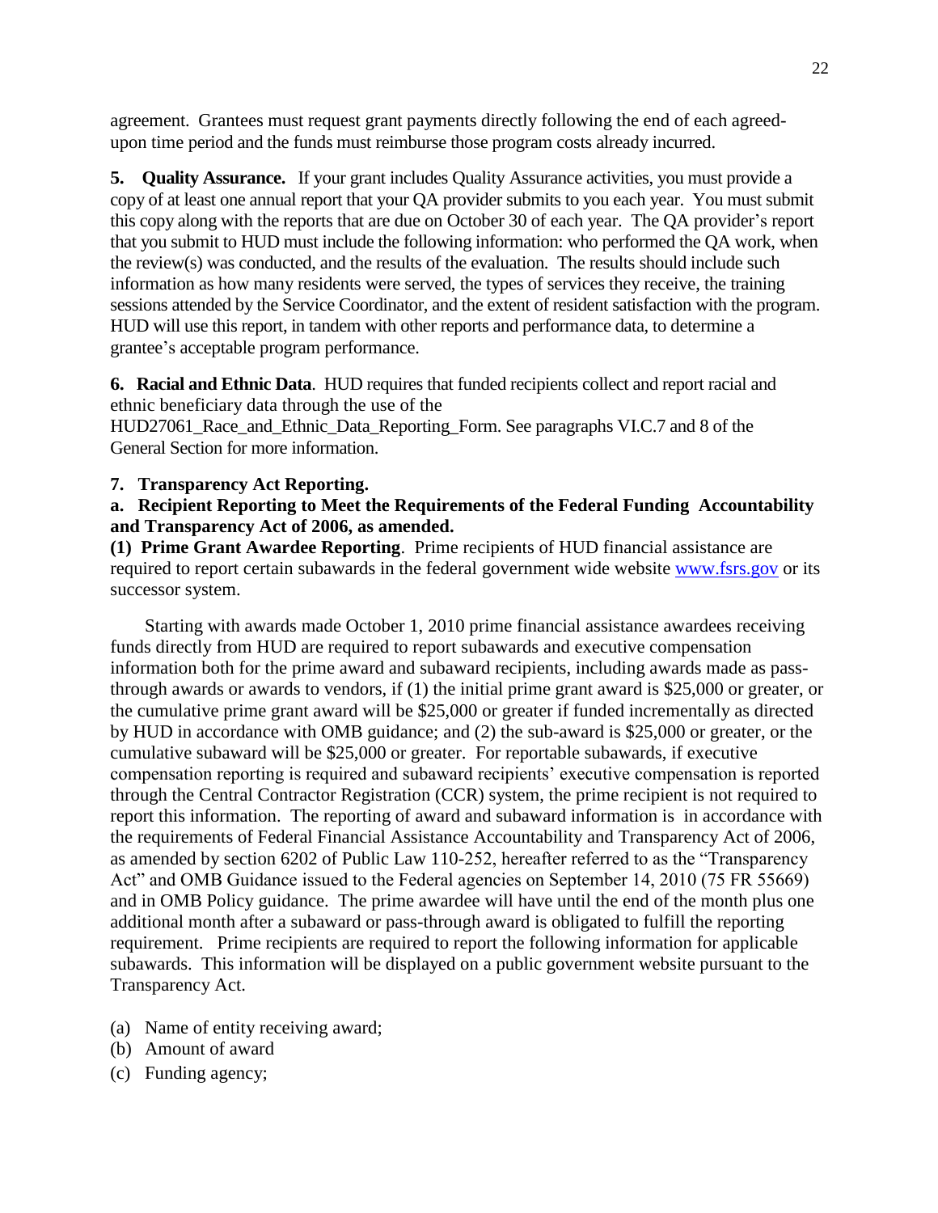agreement. Grantees must request grant payments directly following the end of each agreed-upon time period and the funds must reimburse those program costs already incurred.

**5. Quality Assurance.** If your grant includes Quality Assurance activities, you must provide a copy of at least one annual report that your QA provider submits to you each year. You must submit this copy along with the reports that are due on October 30 of each year. The QA provider's report that you submit to HUD must include the following information: who performed the QA work, when the review(s) was conducted, and the results of the evaluation. The results should include such information as how many residents were served, the types of services they receive, the training sessions attended by the Service Coordinator, and the extent of resident satisfaction with the program. HUD will use this report, in tandem with other reports and performance data, to determine a grantee's acceptable program performance.

**6. Racial and Ethnic Data**. HUD requires that funded recipients collect and report racial and ethnic beneficiary data through the use of the HUD27061_Race_and_Ethnic_Data_Reporting_Form. See paragraphs VI.C.7 and 8 of the General Section for more information.

**7. Transparency Act Reporting.**

**a. Recipient Reporting to Meet the Requirements of the Federal Funding Accountability and Transparency Act of 2006, as amended.**

**(1) Prime Grant Awardee Reporting**. Prime recipients of HUD financial assistance are required to report certain subawards in the federal government wide website [www.fsrs.gov](http://www.fsrs.gov) or its successor system.

Starting with awards made October 1, 2010 prime financial assistance awardees receiving funds directly from HUD are required to report subawards and executive compensation information both for the prime award and subaward recipients, including awards made as pass-through awards or awards to vendors, if (1) the initial prime grant award is $25,000 or greater, or the cumulative prime grant award will be $25,000 or greater if funded incrementally as directed by HUD in accordance with OMB guidance; and (2) the sub-award is $25,000 or greater, or the cumulative subaward will be $25,000 or greater. For reportable subawards, if executive compensation reporting is required and subaward recipients' executive compensation is reported through the Central Contractor Registration (CCR) system, the prime recipient is not required to report this information. The reporting of award and subaward information is in accordance with the requirements of Federal Financial Assistance Accountability and Transparency Act of 2006, as amended by section 6202 of Public Law 110-252, hereafter referred to as the "Transparency Act" and OMB Guidance issued to the Federal agencies on September 14, 2010 (75 FR 55669) and in OMB Policy guidance. The prime awardee will have until the end of the month plus one additional month after a subaward or pass-through award is obligated to fulfill the reporting requirement. Prime recipients are required to report the following information for applicable subawards. This information will be displayed on a public government website pursuant to the Transparency Act.

(a) Name of entity receiving award;
(b) Amount of award
(c) Funding agency;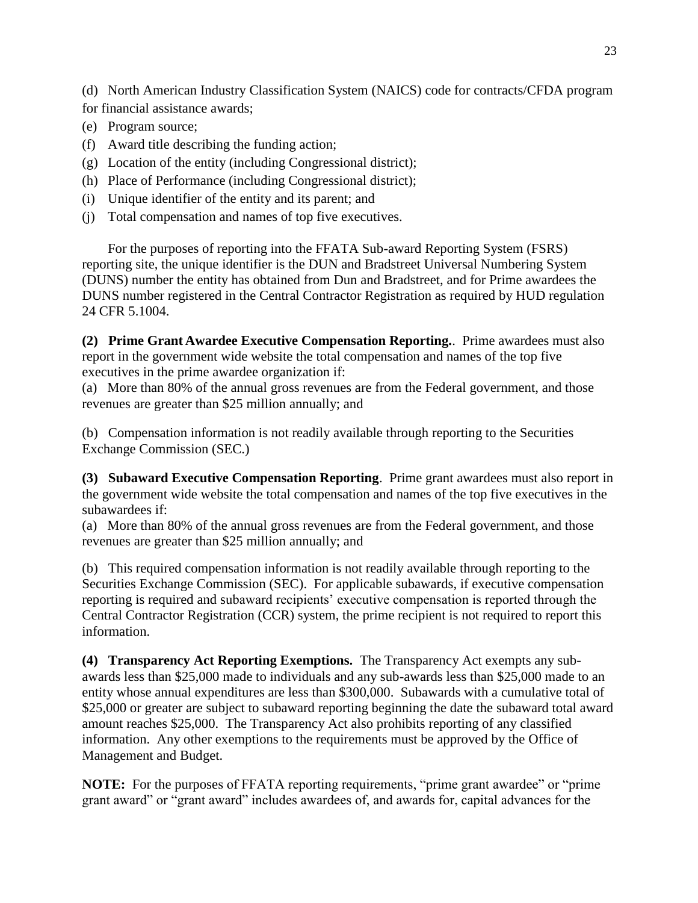(d) North American Industry Classification System (NAICS) code for contracts/CFDA program for financial assistance awards;

(e) Program source;

(f) Award title describing the funding action;

(g) Location of the entity (including Congressional district);

(h) Place of Performance (including Congressional district);

(i) Unique identifier of the entity and its parent; and

(j) Total compensation and names of top five executives.

For the purposes of reporting into the FFATA Sub-award Reporting System (FSRS) reporting site, the unique identifier is the DUN and Bradstreet Universal Numbering System (DUNS) number the entity has obtained from Dun and Bradstreet, and for Prime awardees the DUNS number registered in the Central Contractor Registration as required by HUD regulation 24 CFR 5.1004.

**(2) Prime Grant Awardee Executive Compensation Reporting.**. Prime awardees must also report in the government wide website the total compensation and names of the top five executives in the prime awardee organization if:

(a) More than 80% of the annual gross revenues are from the Federal government, and those revenues are greater than $25 million annually; and

(b) Compensation information is not readily available through reporting to the Securities Exchange Commission (SEC.)

**(3) Subaward Executive Compensation Reporting**. Prime grant awardees must also report in the government wide website the total compensation and names of the top five executives in the subawardees if:

(a) More than 80% of the annual gross revenues are from the Federal government, and those revenues are greater than $25 million annually; and

(b) This required compensation information is not readily available through reporting to the Securities Exchange Commission (SEC). For applicable subawards, if executive compensation reporting is required and subaward recipients' executive compensation is reported through the Central Contractor Registration (CCR) system, the prime recipient is not required to report this information.

**(4) Transparency Act Reporting Exemptions.** The Transparency Act exempts any sub-awards less than $25,000 made to individuals and any sub-awards less than $25,000 made to an entity whose annual expenditures are less than $300,000. Subawards with a cumulative total of $25,000 or greater are subject to subaward reporting beginning the date the subaward total award amount reaches $25,000. The Transparency Act also prohibits reporting of any classified information. Any other exemptions to the requirements must be approved by the Office of Management and Budget.

**NOTE:** For the purposes of FFATA reporting requirements, "prime grant awardee" or "prime grant award" or "grant award" includes awardees of, and awards for, capital advances for the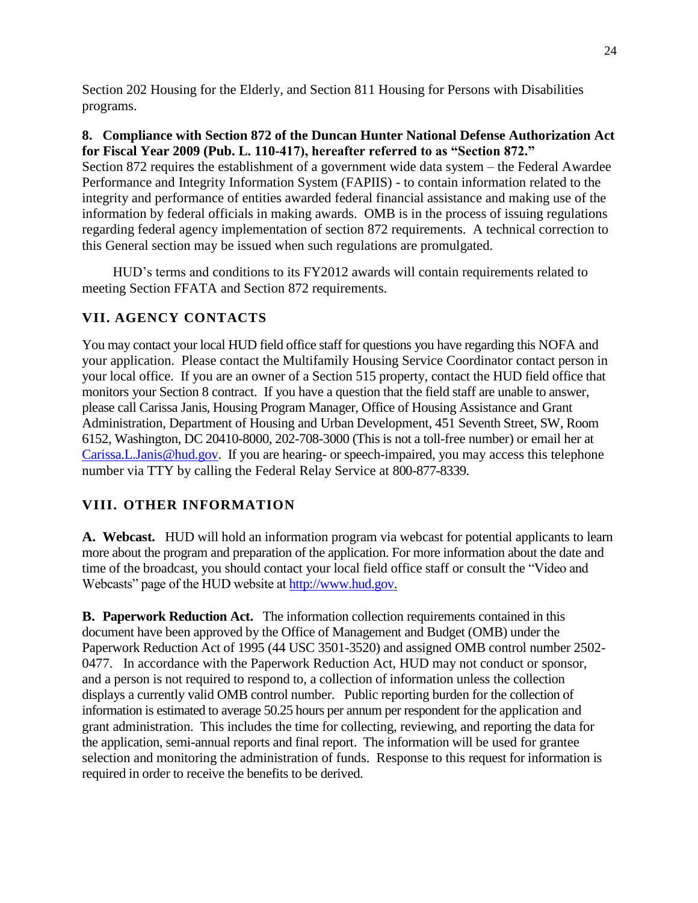Section 202 Housing for the Elderly, and Section 811 Housing for Persons with Disabilities programs.

**8. Compliance with Section 872 of the Duncan Hunter National Defense Authorization Act for Fiscal Year 2009 (Pub. L. 110-417), hereafter referred to as "Section 872."**
Section 872 requires the establishment of a government wide data system – the Federal Awardee Performance and Integrity Information System (FAPIIS) - to contain information related to the integrity and performance of entities awarded federal financial assistance and making use of the information by federal officials in making awards. OMB is in the process of issuing regulations regarding federal agency implementation of section 872 requirements. A technical correction to this General section may be issued when such regulations are promulgated.

HUD's terms and conditions to its FY2012 awards will contain requirements related to meeting Section FFATA and Section 872 requirements.

## VII. AGENCY CONTACTS

You may contact your local HUD field office staff for questions you have regarding this NOFA and your application. Please contact the Multifamily Housing Service Coordinator contact person in your local office. If you are an owner of a Section 515 property, contact the HUD field office that monitors your Section 8 contract. If you have a question that the field staff are unable to answer, please call Carissa Janis, Housing Program Manager, Office of Housing Assistance and Grant Administration, Department of Housing and Urban Development, 451 Seventh Street, SW, Room 6152, Washington, DC 20410-8000, 202-708-3000 (This is not a toll-free number) or email her at Carissa.L.Janis@hud.gov. If you are hearing- or speech-impaired, you may access this telephone number via TTY by calling the Federal Relay Service at 800-877-8339.

## VIII. OTHER INFORMATION

**A. Webcast.** HUD will hold an information program via webcast for potential applicants to learn more about the program and preparation of the application. For more information about the date and time of the broadcast, you should contact your local field office staff or consult the "Video and Webcasts" page of the HUD website at http://www.hud.gov.

**B. Paperwork Reduction Act.** The information collection requirements contained in this document have been approved by the Office of Management and Budget (OMB) under the Paperwork Reduction Act of 1995 (44 USC 3501-3520) and assigned OMB control number 2502-0477. In accordance with the Paperwork Reduction Act, HUD may not conduct or sponsor, and a person is not required to respond to, a collection of information unless the collection displays a currently valid OMB control number. Public reporting burden for the collection of information is estimated to average 50.25 hours per annum per respondent for the application and grant administration. This includes the time for collecting, reviewing, and reporting the data for the application, semi-annual reports and final report. The information will be used for grantee selection and monitoring the administration of funds. Response to this request for information is required in order to receive the benefits to be derived.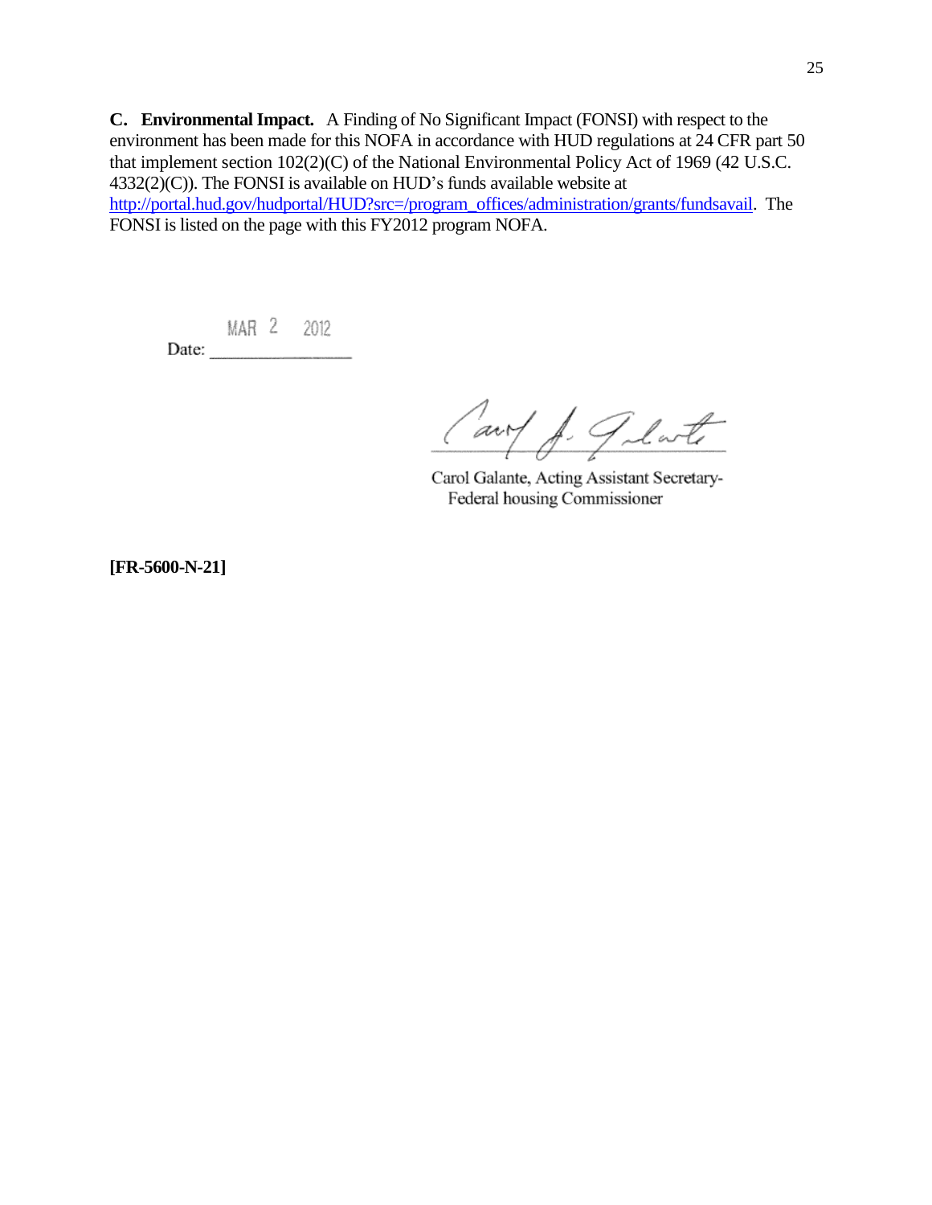**C. Environmental Impact.** A Finding of No Significant Impact (FONSI) with respect to the environment has been made for this NOFA in accordance with HUD regulations at 24 CFR part 50 that implement section 102(2)(C) of the National Environmental Policy Act of 1969 (42 U.S.C. 4332(2)(C)). The FONSI is available on HUD's funds available website at http://portal.hud.gov/hudportal/HUD?src=/program_offices/administration/grants/fundsavail. The FONSI is listed on the page with this FY2012 program NOFA.

Date: MAR 2 2012

Carol Galante, Acting Assistant Secretary-
Federal housing Commissioner

**[FR-5600-N-21]**